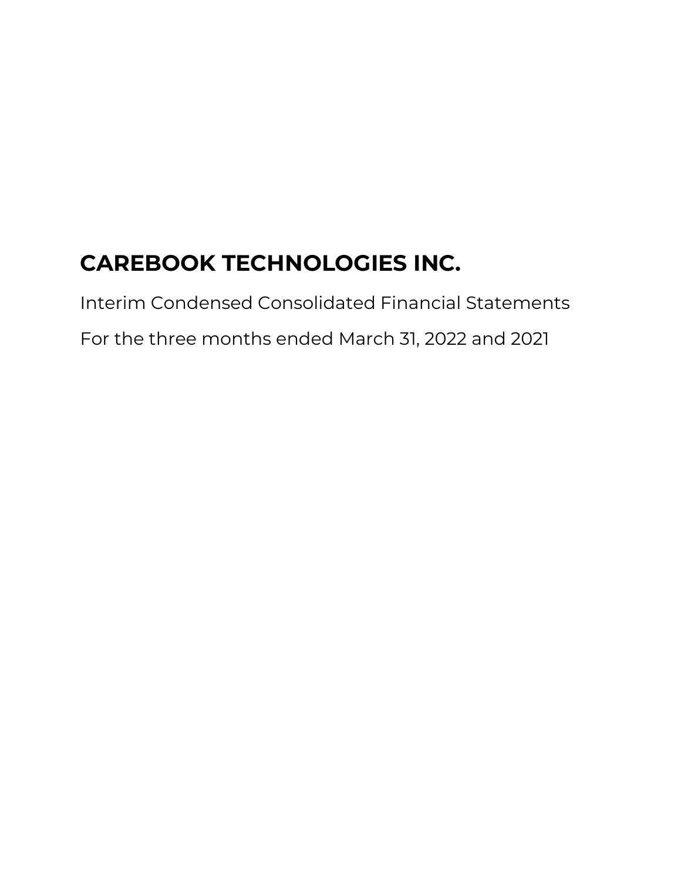# CAREBOOK TECHNOLOGIES INC.

Interim Condensed Consolidated Financial Statements

For the three months ended March 31, 2022 and 2021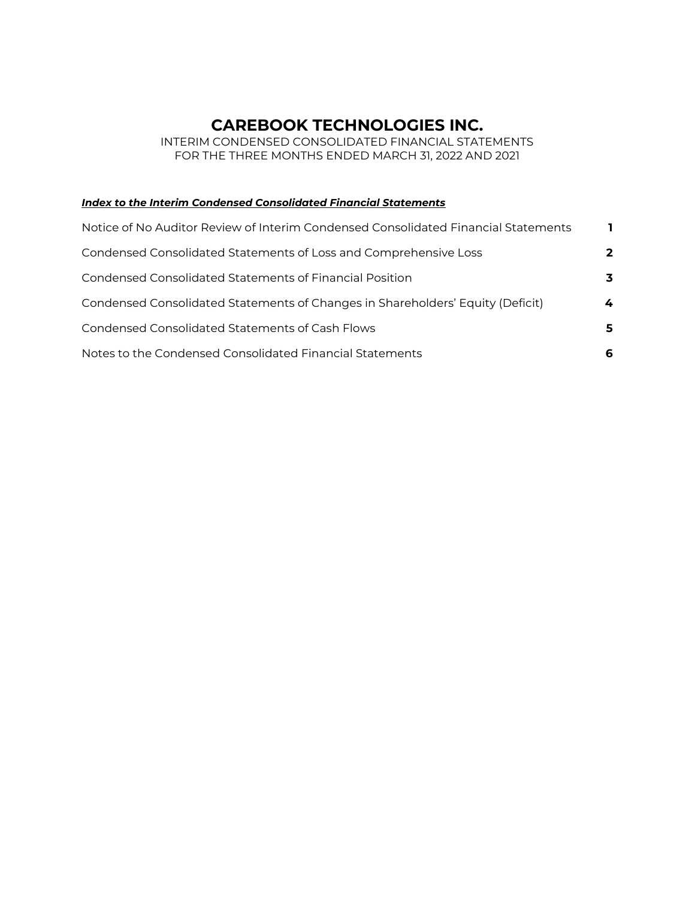# CAREBOOK TECHNOLOGIES INC.

INTERIM CONDENSED CONSOLIDATED FINANCIAL STATEMENTS
FOR THE THREE MONTHS ENDED MARCH 31, 2022 AND 2021

***Index to the Interim Condensed Consolidated Financial Statements***

| | |
|---|---|
| Notice of No Auditor Review of Interim Condensed Consolidated Financial Statements | **1** |
| Condensed Consolidated Statements of Loss and Comprehensive Loss | **2** |
| Condensed Consolidated Statements of Financial Position | **3** |
| Condensed Consolidated Statements of Changes in Shareholders' Equity (Deficit) | **4** |
| Condensed Consolidated Statements of Cash Flows | **5** |
| Notes to the Condensed Consolidated Financial Statements | **6** |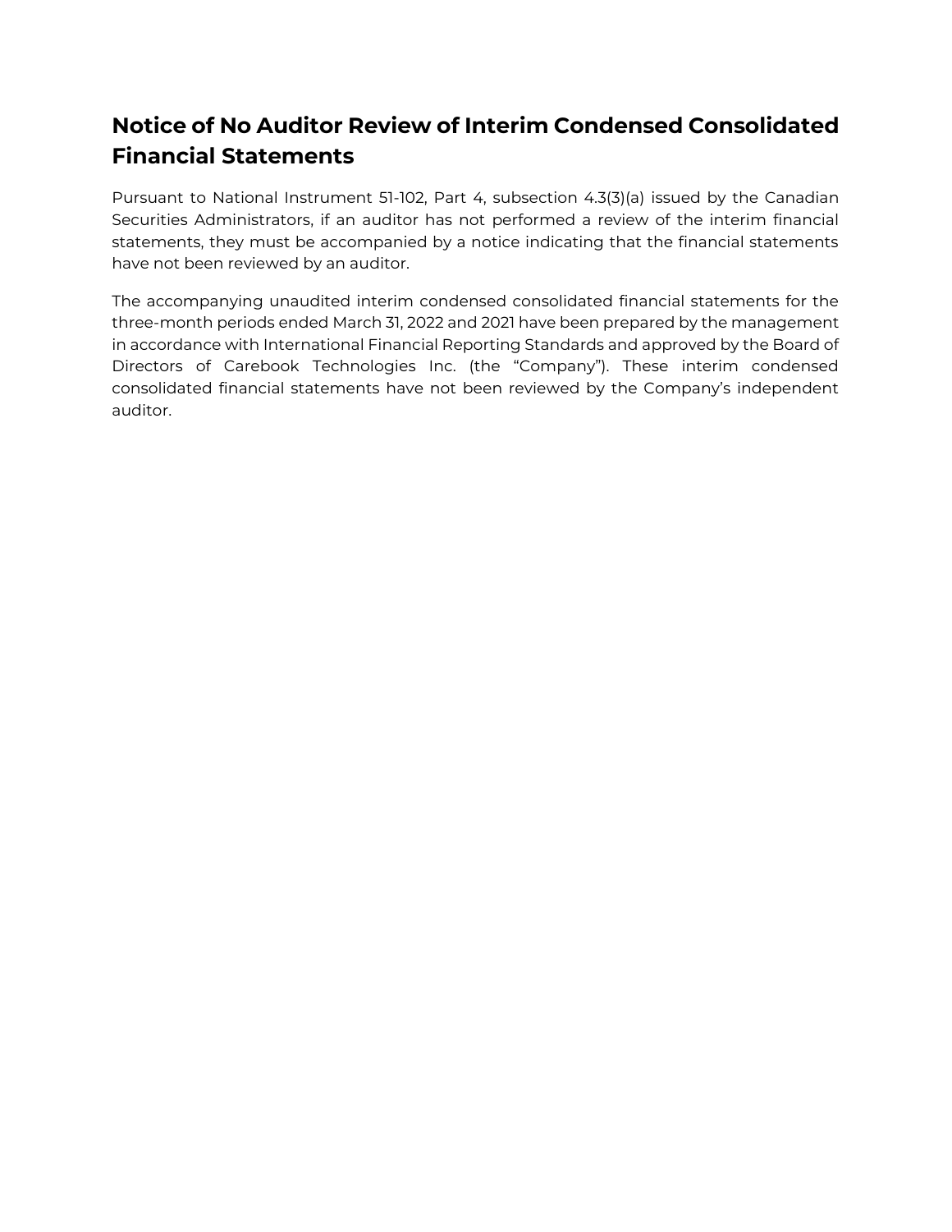# Notice of No Auditor Review of Interim Condensed Consolidated Financial Statements

Pursuant to National Instrument 51-102, Part 4, subsection 4.3(3)(a) issued by the Canadian Securities Administrators, if an auditor has not performed a review of the interim financial statements, they must be accompanied by a notice indicating that the financial statements have not been reviewed by an auditor.

The accompanying unaudited interim condensed consolidated financial statements for the three-month periods ended March 31, 2022 and 2021 have been prepared by the management in accordance with International Financial Reporting Standards and approved by the Board of Directors of Carebook Technologies Inc. (the "Company"). These interim condensed consolidated financial statements have not been reviewed by the Company's independent auditor.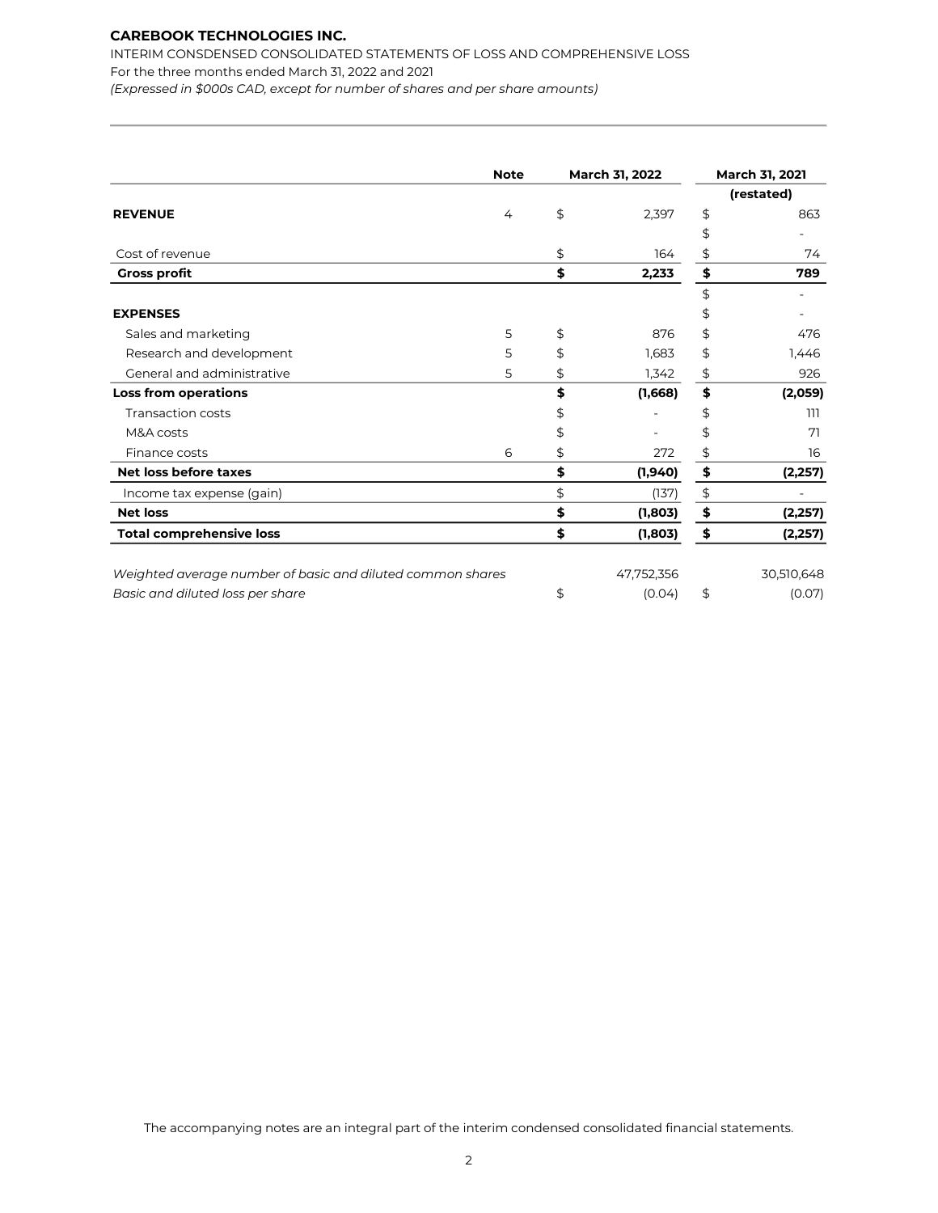**CAREBOOK TECHNOLOGIES INC.**

INTERIM CONSDENSED CONSOLIDATED STATEMENTS OF LOSS AND COMPREHENSIVE LOSS

For the three months ended March 31, 2022 and 2021

*(Expressed in $000s CAD, except for number of shares and per share amounts)*

| | Note | March 31, 2022 | March 31, 2021 |
|---|---|---|---|
| | | | (restated) |
| **REVENUE** | 4 | $ 2,397 | $ 863 |
| | | | $ - |
| Cost of revenue | | $ 164 | $ 74 |
| **Gross profit** | | **$ 2,233** | **$ 789** |
| | | | $ - |
| **EXPENSES** | | | $ - |
| Sales and marketing | 5 | $ 876 | $ 476 |
| Research and development | 5 | $ 1,683 | $ 1,446 |
| General and administrative | 5 | $ 1,342 | $ 926 |
| **Loss from operations** | | **$ (1,668)** | **$ (2,059)** |
| Transaction costs | | $ - | $ 111 |
| M&A costs | | $ - | $ 71 |
| Finance costs | 6 | $ 272 | $ 16 |
| **Net loss before taxes** | | **$ (1,940)** | **$ (2,257)** |
| Income tax expense (gain) | | $ (137) | $ - |
| **Net loss** | | **$ (1,803)** | **$ (2,257)** |
| **Total comprehensive loss** | | **$ (1,803)** | **$ (2,257)** |
| | | | |
| *Weighted average number of basic and diluted common shares* | | 47,752,356 | 30,510,648 |
| *Basic and diluted loss per share* | | $ (0.04) | $ (0.07) |

The accompanying notes are an integral part of the interim condensed consolidated financial statements.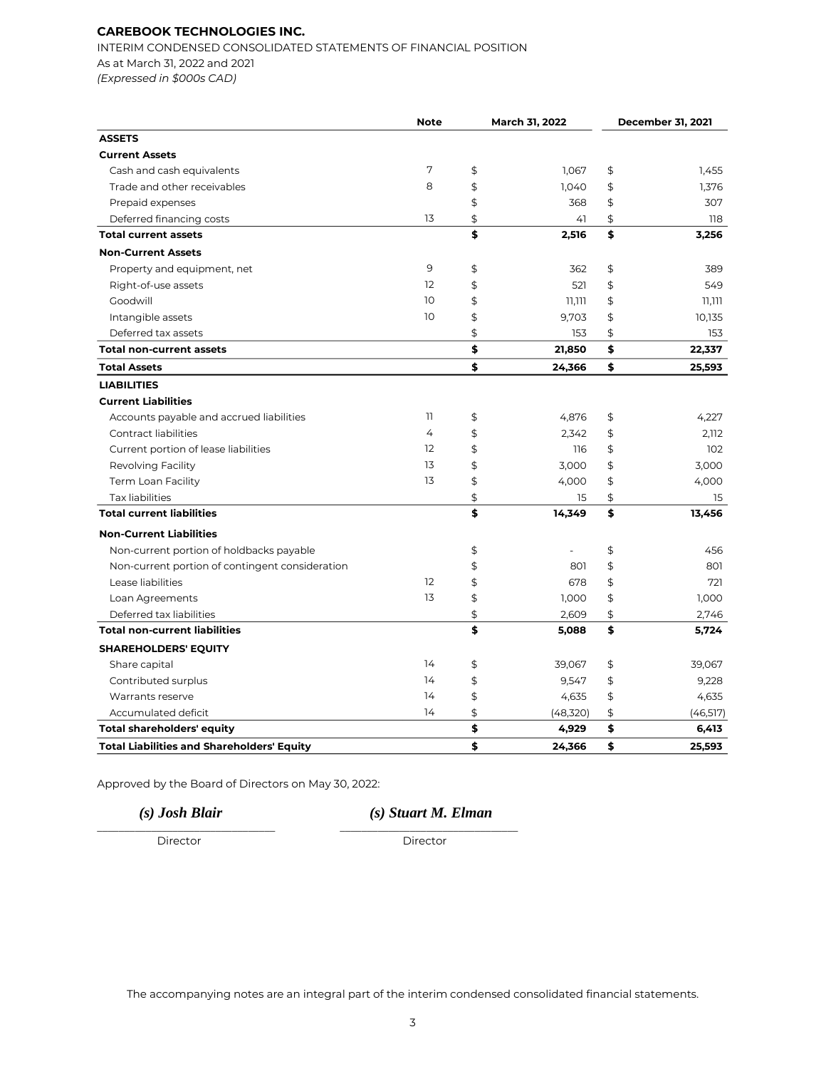**CAREBOOK TECHNOLOGIES INC.**

INTERIM CONDENSED CONSOLIDATED STATEMENTS OF FINANCIAL POSITION

As at March 31, 2022 and 2021

*(Expressed in $000s CAD)*

| | Note | March 31, 2022 | December 31, 2021 |
|---|---|---|---|
| **ASSETS** | | | |
| **Current Assets** | | | |
| Cash and cash equivalents | 7 | $ 1,067 | $ 1,455 |
| Trade and other receivables | 8 | $ 1,040 | $ 1,376 |
| Prepaid expenses | | $ 368 | $ 307 |
| Deferred financing costs | 13 | $ 41 | $ 118 |
| **Total current assets** | | **$ 2,516** | **$ 3,256** |
| **Non-Current Assets** | | | |
| Property and equipment, net | 9 | $ 362 | $ 389 |
| Right-of-use assets | 12 | $ 521 | $ 549 |
| Goodwill | 10 | $ 11,111 | $ 11,111 |
| Intangible assets | 10 | $ 9,703 | $ 10,135 |
| Deferred tax assets | | $ 153 | $ 153 |
| **Total non-current assets** | | **$ 21,850** | **$ 22,337** |
| **Total Assets** | | **$ 24,366** | **$ 25,593** |
| **LIABILITIES** | | | |
| **Current Liabilities** | | | |
| Accounts payable and accrued liabilities | 11 | $ 4,876 | $ 4,227 |
| Contract liabilities | 4 | $ 2,342 | $ 2,112 |
| Current portion of lease liabilities | 12 | $ 116 | $ 102 |
| Revolving Facility | 13 | $ 3,000 | $ 3,000 |
| Term Loan Facility | 13 | $ 4,000 | $ 4,000 |
| Tax liabilities | | $ 15 | $ 15 |
| **Total current liabilities** | | **$ 14,349** | **$ 13,456** |
| **Non-Current Liabilities** | | | |
| Non-current portion of holdbacks payable | | $ - | $ 456 |
| Non-current portion of contingent consideration | | $ 801 | $ 801 |
| Lease liabilities | 12 | $ 678 | $ 721 |
| Loan Agreements | 13 | $ 1,000 | $ 1,000 |
| Deferred tax liabilities | | $ 2,609 | $ 2,746 |
| **Total non-current liabilities** | | **$ 5,088** | **$ 5,724** |
| **SHAREHOLDERS' EQUITY** | | | |
| Share capital | 14 | $ 39,067 | $ 39,067 |
| Contributed surplus | 14 | $ 9,547 | $ 9,228 |
| Warrants reserve | 14 | $ 4,635 | $ 4,635 |
| Accumulated deficit | 14 | $ (48,320) | $ (46,517) |
| **Total shareholders' equity** | | **$ 4,929** | **$ 6,413** |
| **Total Liabilities and Shareholders' Equity** | | **$ 24,366** | **$ 25,593** |

Approved by the Board of Directors on May 30, 2022:

*(s) Josh Blair* — Director

*(s) Stuart M. Elman* — Director

The accompanying notes are an integral part of the interim condensed consolidated financial statements.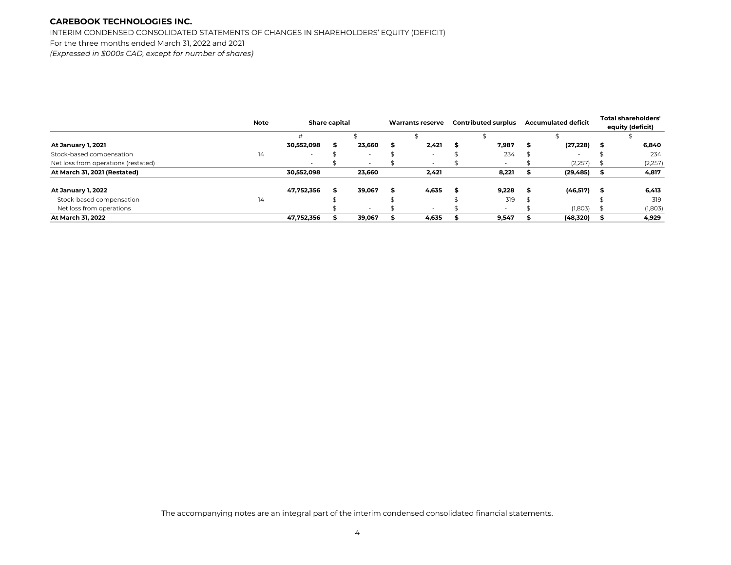**CAREBOOK TECHNOLOGIES INC.**

INTERIM CONDENSED CONSOLIDATED STATEMENTS OF CHANGES IN SHAREHOLDERS' EQUITY (DEFICIT)

For the three months ended March 31, 2022 and 2021

*(Expressed in $000s CAD, except for number of shares)*

| | Note | Share capital | | Warrants reserve | Contributed surplus | Accumulated deficit | Total shareholders' equity (deficit) |
|---|---|---|---|---|---|---|---|
| | | # | $ | $ | $ | $ | $ |
| **At January 1, 2021** | | **30,552,098** | **$ 23,660** | **$ 2,421** | **$ 7,987** | **$ (27,228)** | **$ 6,840** |
| Stock-based compensation | 14 | - | $ - | $ - | $ 234 | $ - | $ 234 |
| Net loss from operations (restated) | | - | $ - | $ - | $ - | $ (2,257) | $ (2,257) |
| **At March 31, 2021 (Restated)** | | **30,552,098** | **23,660** | **2,421** | **8,221** | **$ (29,485)** | **$ 4,817** |
| | | | | | | | |
| **At January 1, 2022** | | **47,752,356** | **$ 39,067** | **$ 4,635** | **$ 9,228** | **$ (46,517)** | **$ 6,413** |
| Stock-based compensation | 14 | | $ - | $ - | $ 319 | $ - | $ 319 |
| Net loss from operations | | | $ - | $ - | $ - | $ (1,803) | $ (1,803) |
| **At March 31, 2022** | | **47,752,356** | **$ 39,067** | **$ 4,635** | **$ 9,547** | **$ (48,320)** | **$ 4,929** |

The accompanying notes are an integral part of the interim condensed consolidated financial statements.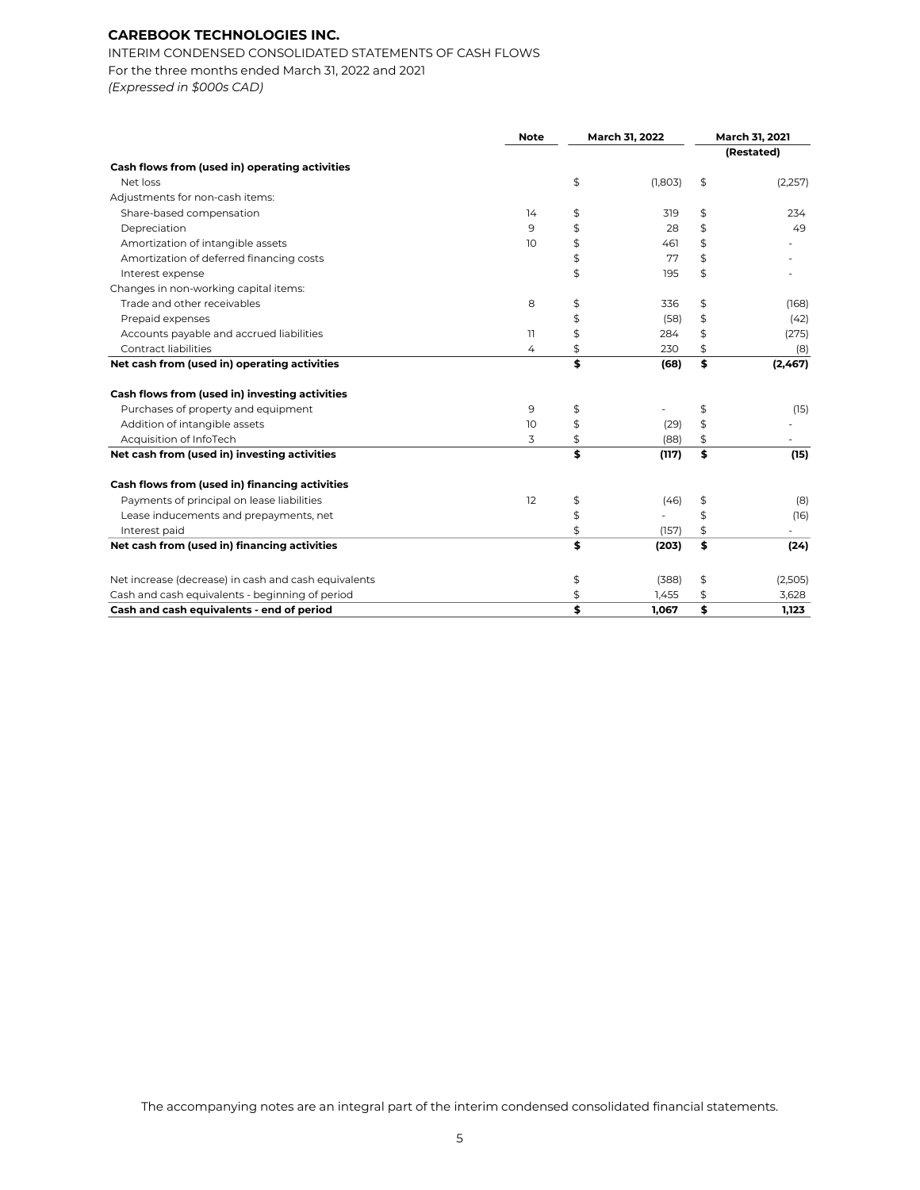**CAREBOOK TECHNOLOGIES INC.**

INTERIM CONDENSED CONSOLIDATED STATEMENTS OF CASH FLOWS
For the three months ended March 31, 2022 and 2021
*(Expressed in $000s CAD)*

| | Note | March 31, 2022 | March 31, 2021 (Restated) |
|---|---|---|---|
| **Cash flows from (used in) operating activities** | | | |
| Net loss | | $ (1,803) | $ (2,257) |
| Adjustments for non-cash items: | | | |
| Share-based compensation | 14 | $ 319 | $ 234 |
| Depreciation | 9 | $ 28 | $ 49 |
| Amortization of intangible assets | 10 | $ 461 | $ - |
| Amortization of deferred financing costs | | $ 77 | $ - |
| Interest expense | | $ 195 | $ - |
| Changes in non-working capital items: | | | |
| Trade and other receivables | 8 | $ 336 | $ (168) |
| Prepaid expenses | | $ (58) | $ (42) |
| Accounts payable and accrued liabilities | 11 | $ 284 | $ (275) |
| Contract liabilities | 4 | $ 230 | $ (8) |
| **Net cash from (used in) operating activities** | | **$ (68)** | **$ (2,467)** |
| **Cash flows from (used in) investing activities** | | | |
| Purchases of property and equipment | 9 | $ - | $ (15) |
| Addition of intangible assets | 10 | $ (29) | $ - |
| Acquisition of InfoTech | 3 | $ (88) | $ - |
| **Net cash from (used in) investing activities** | | **$ (117)** | **$ (15)** |
| **Cash flows from (used in) financing activities** | | | |
| Payments of principal on lease liabilities | 12 | $ (46) | $ (8) |
| Lease inducements and prepayments, net | | $ - | $ (16) |
| Interest paid | | $ (157) | $ - |
| **Net cash from (used in) financing activities** | | **$ (203)** | **$ (24)** |
| Net increase (decrease) in cash and cash equivalents | | $ (388) | $ (2,505) |
| Cash and cash equivalents - beginning of period | | $ 1,455 | $ 3,628 |
| **Cash and cash equivalents - end of period** | | **$ 1,067** | **$ 1,123** |

The accompanying notes are an integral part of the interim condensed consolidated financial statements.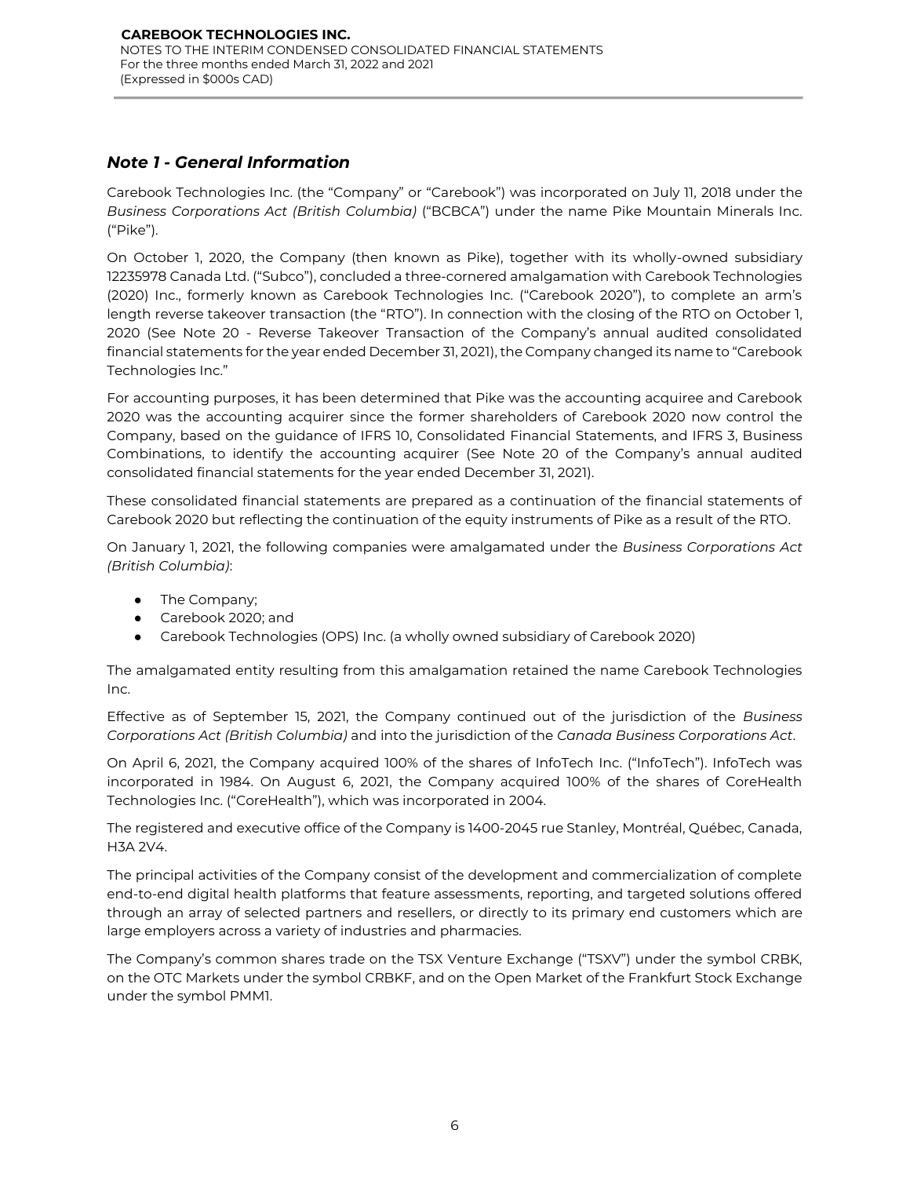## *Note 1 - General Information*

Carebook Technologies Inc. (the "Company" or "Carebook") was incorporated on July 11, 2018 under the *Business Corporations Act (British Columbia)* ("BCBCA") under the name Pike Mountain Minerals Inc. ("Pike").

On October 1, 2020, the Company (then known as Pike), together with its wholly-owned subsidiary 12235978 Canada Ltd. ("Subco"), concluded a three-cornered amalgamation with Carebook Technologies (2020) Inc., formerly known as Carebook Technologies Inc. ("Carebook 2020"), to complete an arm's length reverse takeover transaction (the "RTO"). In connection with the closing of the RTO on October 1, 2020 (See Note 20 - Reverse Takeover Transaction of the Company's annual audited consolidated financial statements for the year ended December 31, 2021), the Company changed its name to "Carebook Technologies Inc."

For accounting purposes, it has been determined that Pike was the accounting acquiree and Carebook 2020 was the accounting acquirer since the former shareholders of Carebook 2020 now control the Company, based on the guidance of IFRS 10, Consolidated Financial Statements, and IFRS 3, Business Combinations, to identify the accounting acquirer (See Note 20 of the Company's annual audited consolidated financial statements for the year ended December 31, 2021).

These consolidated financial statements are prepared as a continuation of the financial statements of Carebook 2020 but reflecting the continuation of the equity instruments of Pike as a result of the RTO.

On January 1, 2021, the following companies were amalgamated under the *Business Corporations Act (British Columbia)*:

- The Company;
- Carebook 2020; and
- Carebook Technologies (OPS) Inc. (a wholly owned subsidiary of Carebook 2020)

The amalgamated entity resulting from this amalgamation retained the name Carebook Technologies Inc.

Effective as of September 15, 2021, the Company continued out of the jurisdiction of the *Business Corporations Act (British Columbia)* and into the jurisdiction of the *Canada Business Corporations Act*.

On April 6, 2021, the Company acquired 100% of the shares of InfoTech Inc. ("InfoTech"). InfoTech was incorporated in 1984. On August 6, 2021, the Company acquired 100% of the shares of CoreHealth Technologies Inc. ("CoreHealth"), which was incorporated in 2004.

The registered and executive office of the Company is 1400-2045 rue Stanley, Montréal, Québec, Canada, H3A 2V4.

The principal activities of the Company consist of the development and commercialization of complete end-to-end digital health platforms that feature assessments, reporting, and targeted solutions offered through an array of selected partners and resellers, or directly to its primary end customers which are large employers across a variety of industries and pharmacies.

The Company's common shares trade on the TSX Venture Exchange ("TSXV") under the symbol CRBK, on the OTC Markets under the symbol CRBKF, and on the Open Market of the Frankfurt Stock Exchange under the symbol PMM1.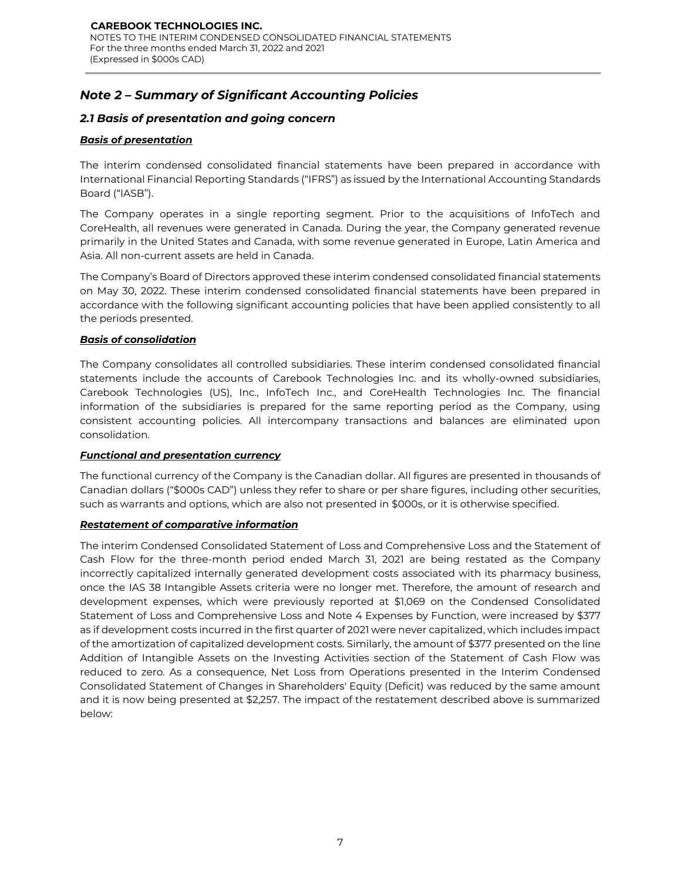## Note 2 – Summary of Significant Accounting Policies

### 2.1 Basis of presentation and going concern

***Basis of presentation***

The interim condensed consolidated financial statements have been prepared in accordance with International Financial Reporting Standards ("IFRS") as issued by the International Accounting Standards Board ("IASB").

The Company operates in a single reporting segment. Prior to the acquisitions of InfoTech and CoreHealth, all revenues were generated in Canada. During the year, the Company generated revenue primarily in the United States and Canada, with some revenue generated in Europe, Latin America and Asia. All non-current assets are held in Canada.

The Company's Board of Directors approved these interim condensed consolidated financial statements on May 30, 2022. These interim condensed consolidated financial statements have been prepared in accordance with the following significant accounting policies that have been applied consistently to all the periods presented.

***Basis of consolidation***

The Company consolidates all controlled subsidiaries. These interim condensed consolidated financial statements include the accounts of Carebook Technologies Inc. and its wholly-owned subsidiaries, Carebook Technologies (US), Inc., InfoTech Inc., and CoreHealth Technologies Inc. The financial information of the subsidiaries is prepared for the same reporting period as the Company, using consistent accounting policies. All intercompany transactions and balances are eliminated upon consolidation.

***Functional and presentation currency***

The functional currency of the Company is the Canadian dollar. All figures are presented in thousands of Canadian dollars ("$000s CAD") unless they refer to share or per share figures, including other securities, such as warrants and options, which are also not presented in $000s, or it is otherwise specified.

***Restatement of comparative information***

The interim Condensed Consolidated Statement of Loss and Comprehensive Loss and the Statement of Cash Flow for the three-month period ended March 31, 2021 are being restated as the Company incorrectly capitalized internally generated development costs associated with its pharmacy business, once the IAS 38 Intangible Assets criteria were no longer met. Therefore, the amount of research and development expenses, which were previously reported at $1,069 on the Condensed Consolidated Statement of Loss and Comprehensive Loss and Note 4 Expenses by Function, were increased by $377 as if development costs incurred in the first quarter of 2021 were never capitalized, which includes impact of the amortization of capitalized development costs. Similarly, the amount of $377 presented on the line Addition of Intangible Assets on the Investing Activities section of the Statement of Cash Flow was reduced to zero. As a consequence, Net Loss from Operations presented in the Interim Condensed Consolidated Statement of Changes in Shareholders' Equity (Deficit) was reduced by the same amount and it is now being presented at $2,257. The impact of the restatement described above is summarized below: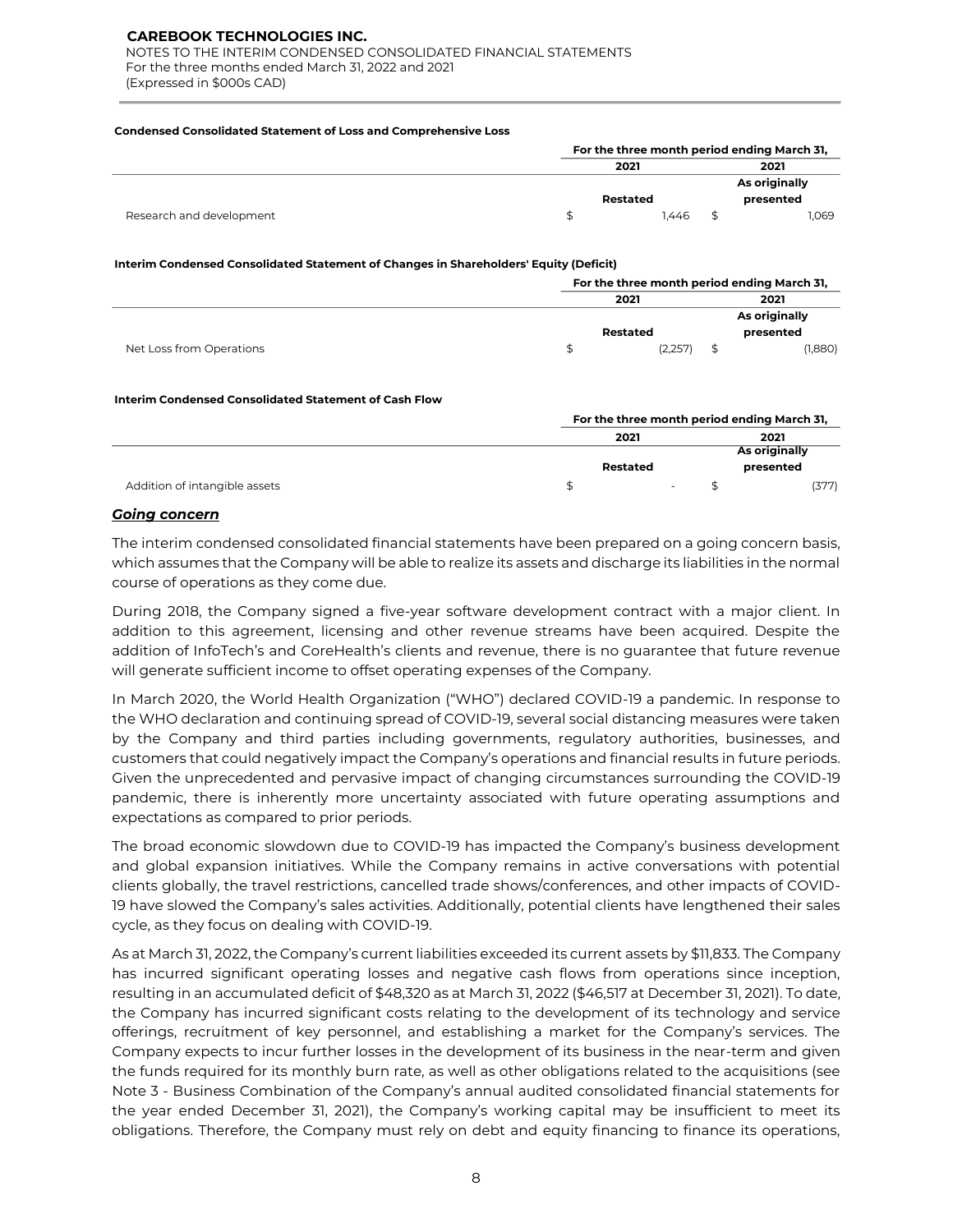**Condensed Consolidated Statement of Loss and Comprehensive Loss**

| | For the three month period ending March 31, | |
|---|---|---|
| | 2021 | 2021 |
| | Restated | As originally presented |
| Research and development | $ 1,446 | $ 1,069 |

**Interim Condensed Consolidated Statement of Changes in Shareholders' Equity (Deficit)**

| | For the three month period ending March 31, | |
|---|---|---|
| | 2021 | 2021 |
| | Restated | As originally presented |
| Net Loss from Operations | $ (2,257) | $ (1,880) |

**Interim Condensed Consolidated Statement of Cash Flow**

| | For the three month period ending March 31, | |
|---|---|---|
| | 2021 | 2021 |
| | Restated | As originally presented |
| Addition of intangible assets | $ - | $ (377) |

***Going concern***

The interim condensed consolidated financial statements have been prepared on a going concern basis, which assumes that the Company will be able to realize its assets and discharge its liabilities in the normal course of operations as they come due.

During 2018, the Company signed a five-year software development contract with a major client. In addition to this agreement, licensing and other revenue streams have been acquired. Despite the addition of InfoTech's and CoreHealth's clients and revenue, there is no guarantee that future revenue will generate sufficient income to offset operating expenses of the Company.

In March 2020, the World Health Organization ("WHO") declared COVID-19 a pandemic. In response to the WHO declaration and continuing spread of COVID-19, several social distancing measures were taken by the Company and third parties including governments, regulatory authorities, businesses, and customers that could negatively impact the Company's operations and financial results in future periods. Given the unprecedented and pervasive impact of changing circumstances surrounding the COVID-19 pandemic, there is inherently more uncertainty associated with future operating assumptions and expectations as compared to prior periods.

The broad economic slowdown due to COVID-19 has impacted the Company's business development and global expansion initiatives. While the Company remains in active conversations with potential clients globally, the travel restrictions, cancelled trade shows/conferences, and other impacts of COVID-19 have slowed the Company's sales activities. Additionally, potential clients have lengthened their sales cycle, as they focus on dealing with COVID-19.

As at March 31, 2022, the Company's current liabilities exceeded its current assets by $11,833. The Company has incurred significant operating losses and negative cash flows from operations since inception, resulting in an accumulated deficit of $48,320 as at March 31, 2022 ($46,517 at December 31, 2021). To date, the Company has incurred significant costs relating to the development of its technology and service offerings, recruitment of key personnel, and establishing a market for the Company's services. The Company expects to incur further losses in the development of its business in the near-term and given the funds required for its monthly burn rate, as well as other obligations related to the acquisitions (see Note 3 - Business Combination of the Company's annual audited consolidated financial statements for the year ended December 31, 2021), the Company's working capital may be insufficient to meet its obligations. Therefore, the Company must rely on debt and equity financing to finance its operations,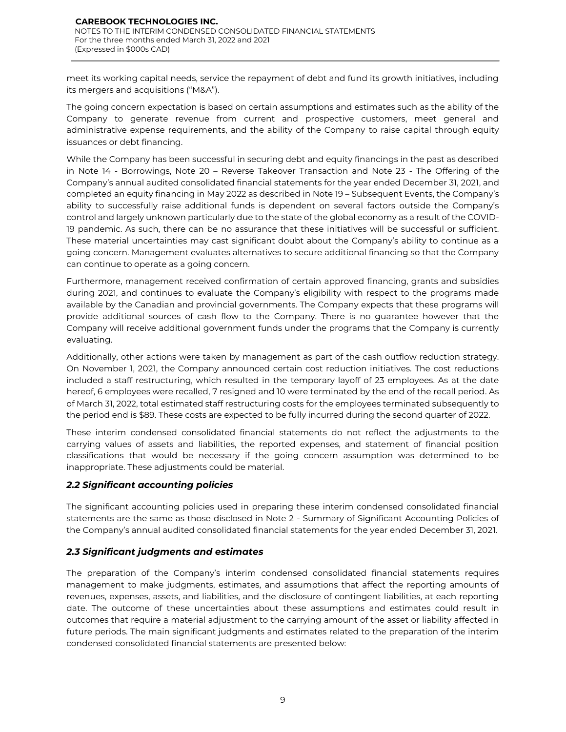meet its working capital needs, service the repayment of debt and fund its growth initiatives, including its mergers and acquisitions ("M&A").

The going concern expectation is based on certain assumptions and estimates such as the ability of the Company to generate revenue from current and prospective customers, meet general and administrative expense requirements, and the ability of the Company to raise capital through equity issuances or debt financing.

While the Company has been successful in securing debt and equity financings in the past as described in Note 14 - Borrowings, Note 20 – Reverse Takeover Transaction and Note 23 - The Offering of the Company's annual audited consolidated financial statements for the year ended December 31, 2021, and completed an equity financing in May 2022 as described in Note 19 – Subsequent Events, the Company's ability to successfully raise additional funds is dependent on several factors outside the Company's control and largely unknown particularly due to the state of the global economy as a result of the COVID-19 pandemic. As such, there can be no assurance that these initiatives will be successful or sufficient. These material uncertainties may cast significant doubt about the Company's ability to continue as a going concern. Management evaluates alternatives to secure additional financing so that the Company can continue to operate as a going concern.

Furthermore, management received confirmation of certain approved financing, grants and subsidies during 2021, and continues to evaluate the Company's eligibility with respect to the programs made available by the Canadian and provincial governments. The Company expects that these programs will provide additional sources of cash flow to the Company. There is no guarantee however that the Company will receive additional government funds under the programs that the Company is currently evaluating.

Additionally, other actions were taken by management as part of the cash outflow reduction strategy. On November 1, 2021, the Company announced certain cost reduction initiatives. The cost reductions included a staff restructuring, which resulted in the temporary layoff of 23 employees. As at the date hereof, 6 employees were recalled, 7 resigned and 10 were terminated by the end of the recall period. As of March 31, 2022, total estimated staff restructuring costs for the employees terminated subsequently to the period end is $89. These costs are expected to be fully incurred during the second quarter of 2022.

These interim condensed consolidated financial statements do not reflect the adjustments to the carrying values of assets and liabilities, the reported expenses, and statement of financial position classifications that would be necessary if the going concern assumption was determined to be inappropriate. These adjustments could be material.

### *2.2 Significant accounting policies*

The significant accounting policies used in preparing these interim condensed consolidated financial statements are the same as those disclosed in Note 2 - Summary of Significant Accounting Policies of the Company's annual audited consolidated financial statements for the year ended December 31, 2021.

### *2.3 Significant judgments and estimates*

The preparation of the Company's interim condensed consolidated financial statements requires management to make judgments, estimates, and assumptions that affect the reporting amounts of revenues, expenses, assets, and liabilities, and the disclosure of contingent liabilities, at each reporting date. The outcome of these uncertainties about these assumptions and estimates could result in outcomes that require a material adjustment to the carrying amount of the asset or liability affected in future periods. The main significant judgments and estimates related to the preparation of the interim condensed consolidated financial statements are presented below: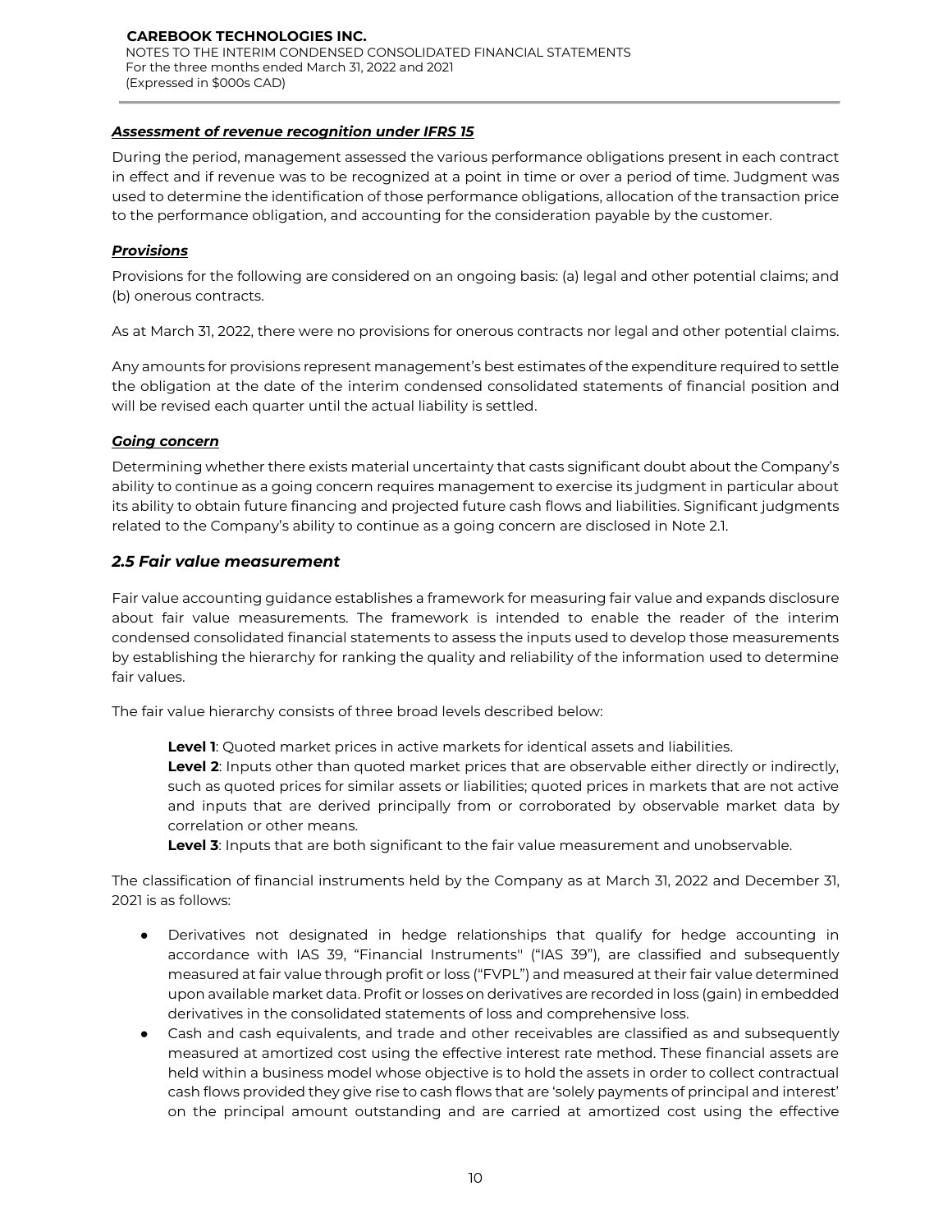***Assessment of revenue recognition under IFRS 15***

During the period, management assessed the various performance obligations present in each contract in effect and if revenue was to be recognized at a point in time or over a period of time. Judgment was used to determine the identification of those performance obligations, allocation of the transaction price to the performance obligation, and accounting for the consideration payable by the customer.

***Provisions***

Provisions for the following are considered on an ongoing basis: (a) legal and other potential claims; and (b) onerous contracts.

As at March 31, 2022, there were no provisions for onerous contracts nor legal and other potential claims.

Any amounts for provisions represent management's best estimates of the expenditure required to settle the obligation at the date of the interim condensed consolidated statements of financial position and will be revised each quarter until the actual liability is settled.

***Going concern***

Determining whether there exists material uncertainty that casts significant doubt about the Company's ability to continue as a going concern requires management to exercise its judgment in particular about its ability to obtain future financing and projected future cash flows and liabilities. Significant judgments related to the Company's ability to continue as a going concern are disclosed in Note 2.1.

### *2.5 Fair value measurement*

Fair value accounting guidance establishes a framework for measuring fair value and expands disclosure about fair value measurements. The framework is intended to enable the reader of the interim condensed consolidated financial statements to assess the inputs used to develop those measurements by establishing the hierarchy for ranking the quality and reliability of the information used to determine fair values.

The fair value hierarchy consists of three broad levels described below:

**Level 1**: Quoted market prices in active markets for identical assets and liabilities.
**Level 2**: Inputs other than quoted market prices that are observable either directly or indirectly, such as quoted prices for similar assets or liabilities; quoted prices in markets that are not active and inputs that are derived principally from or corroborated by observable market data by correlation or other means.
**Level 3**: Inputs that are both significant to the fair value measurement and unobservable.

The classification of financial instruments held by the Company as at March 31, 2022 and December 31, 2021 is as follows:

- Derivatives not designated in hedge relationships that qualify for hedge accounting in accordance with IAS 39, "Financial Instruments" ("IAS 39"), are classified and subsequently measured at fair value through profit or loss ("FVPL") and measured at their fair value determined upon available market data. Profit or losses on derivatives are recorded in loss (gain) in embedded derivatives in the consolidated statements of loss and comprehensive loss.
- Cash and cash equivalents, and trade and other receivables are classified as and subsequently measured at amortized cost using the effective interest rate method. These financial assets are held within a business model whose objective is to hold the assets in order to collect contractual cash flows provided they give rise to cash flows that are 'solely payments of principal and interest' on the principal amount outstanding and are carried at amortized cost using the effective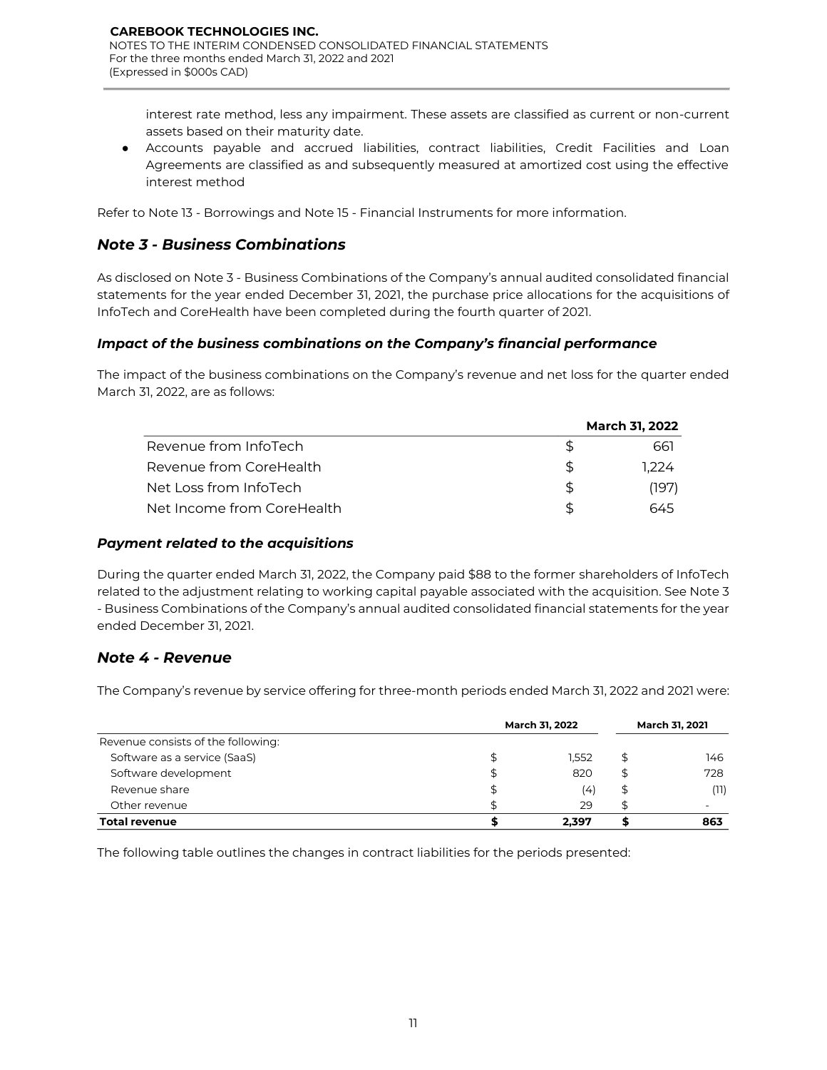interest rate method, less any impairment. These assets are classified as current or non-current assets based on their maturity date.

- Accounts payable and accrued liabilities, contract liabilities, Credit Facilities and Loan Agreements are classified as and subsequently measured at amortized cost using the effective interest method

Refer to Note 13 - Borrowings and Note 15 - Financial Instruments for more information.

## *Note 3 - Business Combinations*

As disclosed on Note 3 - Business Combinations of the Company's annual audited consolidated financial statements for the year ended December 31, 2021, the purchase price allocations for the acquisitions of InfoTech and CoreHealth have been completed during the fourth quarter of 2021.

### *Impact of the business combinations on the Company's financial performance*

The impact of the business combinations on the Company's revenue and net loss for the quarter ended March 31, 2022, are as follows:

| | | **March 31, 2022** |
|---|---|---|
| Revenue from InfoTech | $ | 661 |
| Revenue from CoreHealth | $ | 1,224 |
| Net Loss from InfoTech | $ | (197) |
| Net Income from CoreHealth | $ | 645 |

### *Payment related to the acquisitions*

During the quarter ended March 31, 2022, the Company paid $88 to the former shareholders of InfoTech related to the adjustment relating to working capital payable associated with the acquisition. See Note 3 - Business Combinations of the Company's annual audited consolidated financial statements for the year ended December 31, 2021.

## *Note 4 - Revenue*

The Company's revenue by service offering for three-month periods ended March 31, 2022 and 2021 were:

| | | **March 31, 2022** | | **March 31, 2021** |
|---|---|---|---|---|
| Revenue consists of the following: | | | | |
| Software as a service (SaaS) | $ | 1,552 | $ | 146 |
| Software development | $ | 820 | $ | 728 |
| Revenue share | $ | (4) | $ | (11) |
| Other revenue | $ | 29 | $ | - |
| **Total revenue** | **$** | **2,397** | **$** | **863** |

The following table outlines the changes in contract liabilities for the periods presented: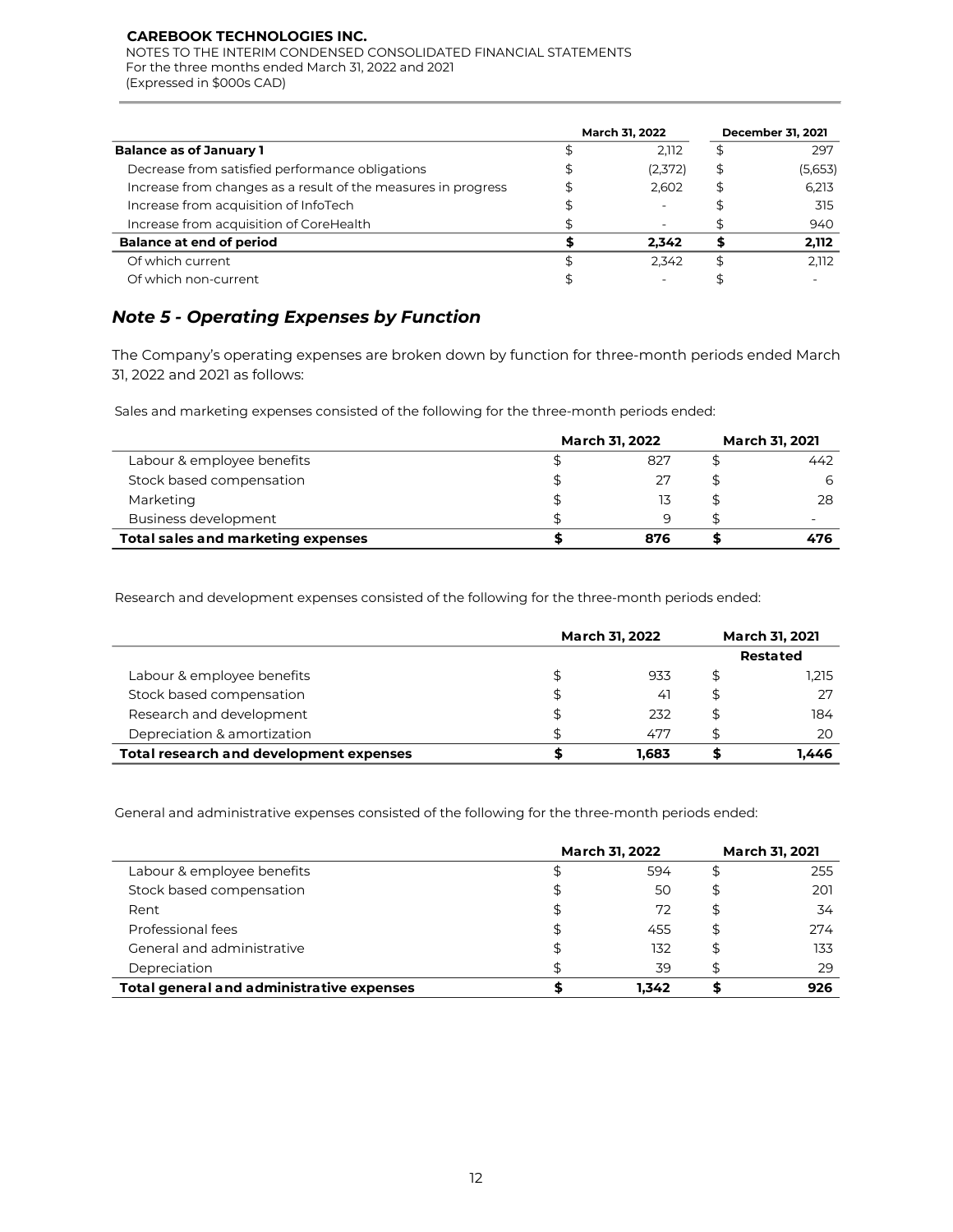| | March 31, 2022 | December 31, 2021 |
|---|---|---|
| **Balance as of January 1** | $ 2,112 | $ 297 |
| Decrease from satisfied performance obligations | $ (2,372) | $ (5,653) |
| Increase from changes as a result of the measures in progress | $ 2,602 | $ 6,213 |
| Increase from acquisition of InfoTech | $ - | $ 315 |
| Increase from acquisition of CoreHealth | $ - | $ 940 |
| **Balance at end of period** | **$ 2,342** | **$ 2,112** |
| Of which current | $ 2,342 | $ 2,112 |
| Of which non-current | $ - | $ - |

## *Note 5 - Operating Expenses by Function*

The Company's operating expenses are broken down by function for three-month periods ended March 31, 2022 and 2021 as follows:

Sales and marketing expenses consisted of the following for the three-month periods ended:

| | March 31, 2022 | March 31, 2021 |
|---|---|---|
| Labour & employee benefits | $ 827 | $ 442 |
| Stock based compensation | $ 27 | $ 6 |
| Marketing | $ 13 | $ 28 |
| Business development | $ 9 | $ - |
| **Total sales and marketing expenses** | **$ 876** | **$ 476** |

Research and development expenses consisted of the following for the three-month periods ended:

| | March 31, 2022 | March 31, 2021 |
|---|---|---|
| | | **Restated** |
| Labour & employee benefits | $ 933 | $ 1,215 |
| Stock based compensation | $ 41 | $ 27 |
| Research and development | $ 232 | $ 184 |
| Depreciation & amortization | $ 477 | $ 20 |
| **Total research and development expenses** | **$ 1,683** | **$ 1,446** |

General and administrative expenses consisted of the following for the three-month periods ended:

| | March 31, 2022 | March 31, 2021 |
|---|---|---|
| Labour & employee benefits | $ 594 | $ 255 |
| Stock based compensation | $ 50 | $ 201 |
| Rent | $ 72 | $ 34 |
| Professional fees | $ 455 | $ 274 |
| General and administrative | $ 132 | $ 133 |
| Depreciation | $ 39 | $ 29 |
| **Total general and administrative expenses** | **$ 1,342** | **$ 926** |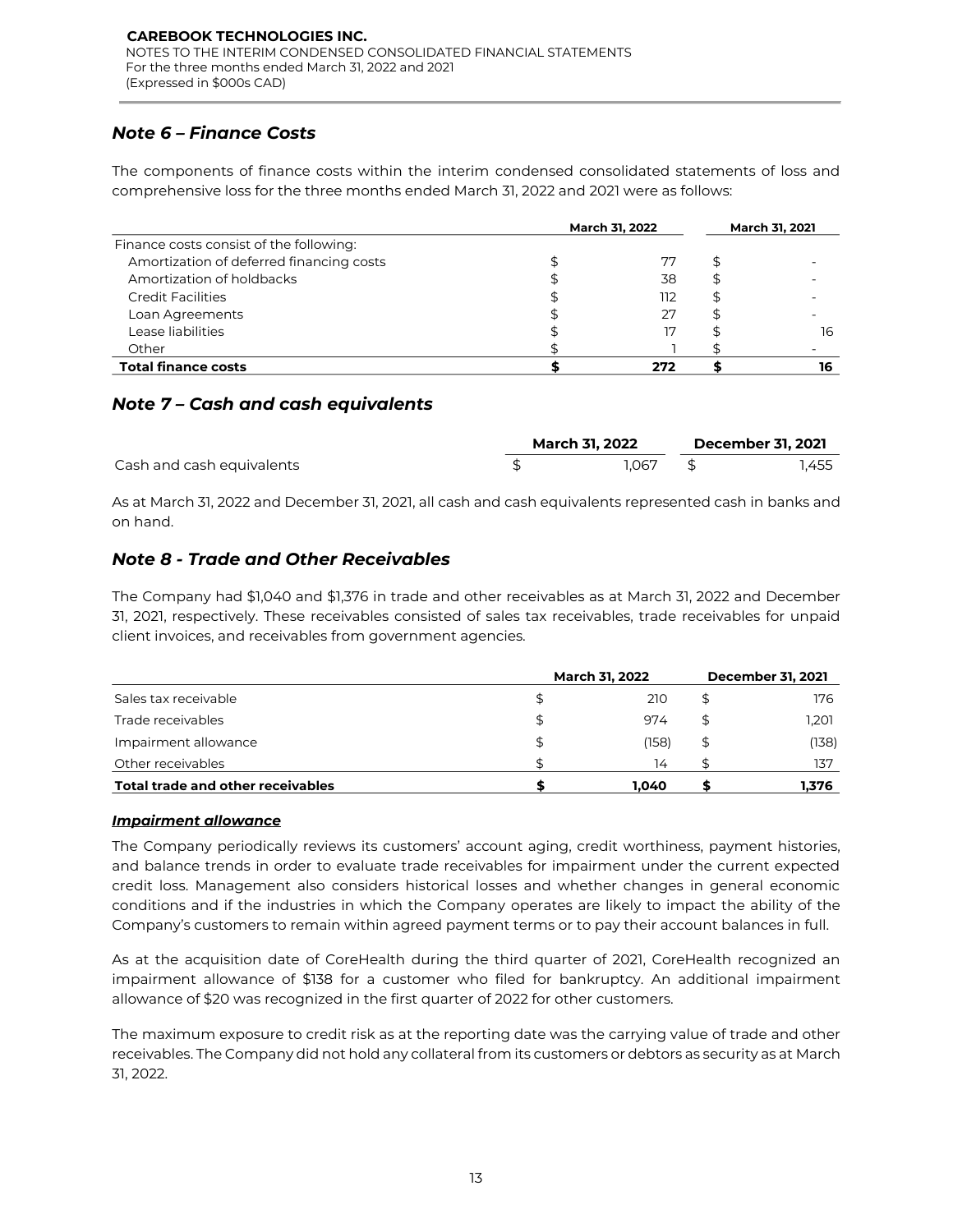## Note 6 – Finance Costs

The components of finance costs within the interim condensed consolidated statements of loss and comprehensive loss for the three months ended March 31, 2022 and 2021 were as follows:

| | March 31, 2022 | March 31, 2021 |
|---|---|---|
| Finance costs consist of the following: | | |
| Amortization of deferred financing costs | $ 77 | $ - |
| Amortization of holdbacks | $ 38 | $ - |
| Credit Facilities | $ 112 | $ - |
| Loan Agreements | $ 27 | $ - |
| Lease liabilities | $ 17 | $ 16 |
| Other | $ 1 | $ - |
| **Total finance costs** | **$ 272** | **$ 16** |

## Note 7 – Cash and cash equivalents

| | March 31, 2022 | December 31, 2021 |
|---|---|---|
| Cash and cash equivalents | $ 1,067 | $ 1,455 |

As at March 31, 2022 and December 31, 2021, all cash and cash equivalents represented cash in banks and on hand.

## Note 8 - Trade and Other Receivables

The Company had $1,040 and $1,376 in trade and other receivables as at March 31, 2022 and December 31, 2021, respectively. These receivables consisted of sales tax receivables, trade receivables for unpaid client invoices, and receivables from government agencies.

| | March 31, 2022 | December 31, 2021 |
|---|---|---|
| Sales tax receivable | $ 210 | $ 176 |
| Trade receivables | $ 974 | $ 1,201 |
| Impairment allowance | $ (158) | $ (138) |
| Other receivables | $ 14 | $ 137 |
| **Total trade and other receivables** | **$ 1,040** | **$ 1,376** |

***Impairment allowance***

The Company periodically reviews its customers' account aging, credit worthiness, payment histories, and balance trends in order to evaluate trade receivables for impairment under the current expected credit loss. Management also considers historical losses and whether changes in general economic conditions and if the industries in which the Company operates are likely to impact the ability of the Company's customers to remain within agreed payment terms or to pay their account balances in full.

As at the acquisition date of CoreHealth during the third quarter of 2021, CoreHealth recognized an impairment allowance of $138 for a customer who filed for bankruptcy. An additional impairment allowance of $20 was recognized in the first quarter of 2022 for other customers.

The maximum exposure to credit risk as at the reporting date was the carrying value of trade and other receivables. The Company did not hold any collateral from its customers or debtors as security as at March 31, 2022.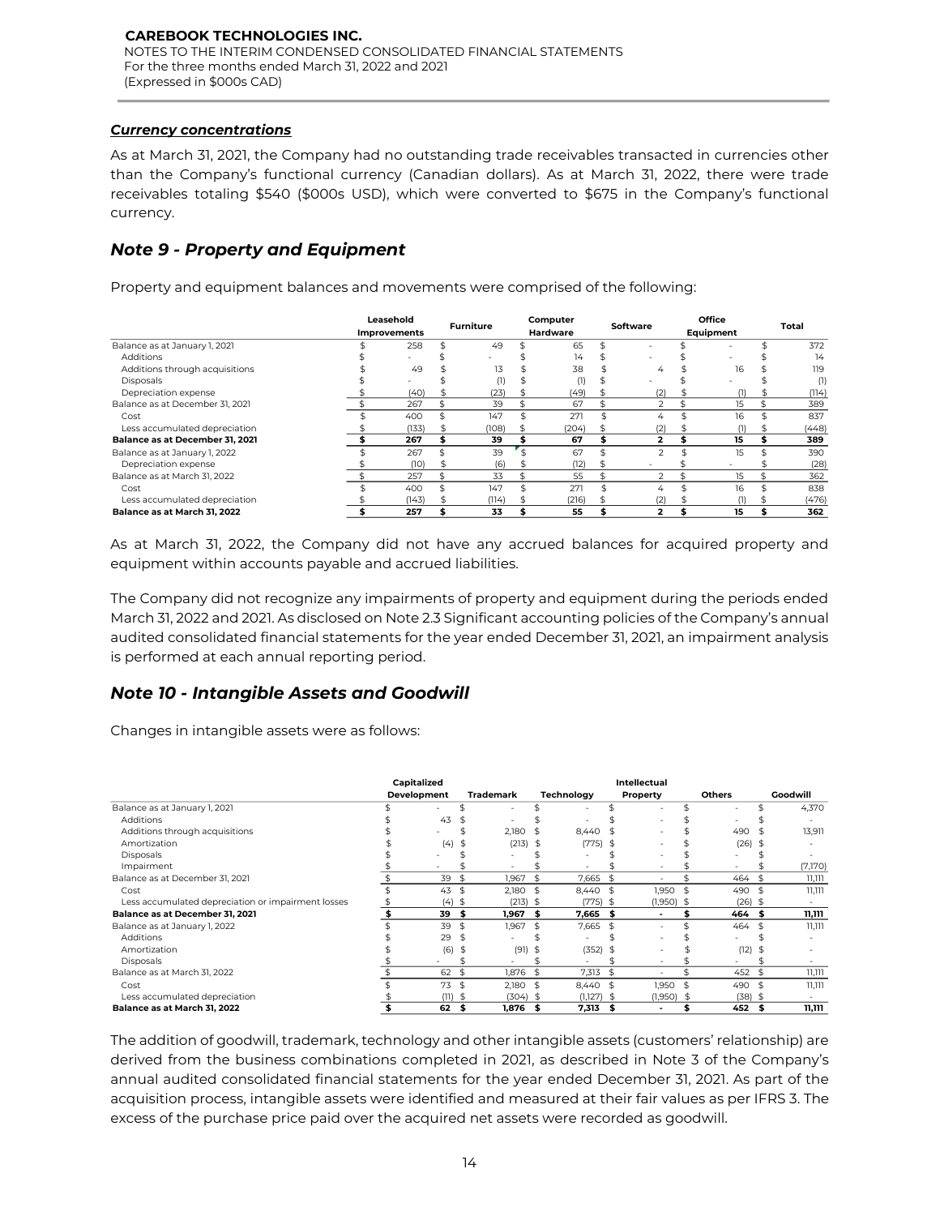### *Currency concentrations*

As at March 31, 2021, the Company had no outstanding trade receivables transacted in currencies other than the Company's functional currency (Canadian dollars). As at March 31, 2022, there were trade receivables totaling $540 ($000s USD), which were converted to $675 in the Company's functional currency.

## *Note 9 - Property and Equipment*

Property and equipment balances and movements were comprised of the following:

| | Leasehold Improvements | Furniture | Computer Hardware | Software | Office Equipment | Total |
|---|---|---|---|---|---|---|
| Balance as at January 1, 2021 | $ 258 | $ 49 | $ 65 | $ - | $ - | $ 372 |
| Additions | $ - | $ - | $ 14 | $ - | $ - | $ 14 |
| Additions through acquisitions | $ 49 | $ 13 | $ 38 | $ 4 | $ 16 | $ 119 |
| Disposals | $ - | $ (1) | $ (1) | $ - | $ - | $ (1) |
| Depreciation expense | $ (40) | $ (23) | $ (49) | $ (2) | $ (1) | $ (114) |
| Balance as at December 31, 2021 | $ 267 | $ 39 | $ 67 | $ 2 | $ 15 | $ 389 |
| Cost | $ 400 | $ 147 | $ 271 | $ 4 | $ 16 | $ 837 |
| Less accumulated depreciation | $ (133) | $ (108) | $ (204) | $ (2) | $ (1) | $ (448) |
| **Balance as at December 31, 2021** | **$ 267** | **$ 39** | **$ 67** | **$ 2** | **$ 15** | **$ 389** |
| Balance as at January 1, 2022 | $ 267 | $ 39 | $ 67 | $ 2 | $ 15 | $ 390 |
| Depreciation expense | $ (10) | $ (6) | $ (12) | $ - | $ - | $ (28) |
| Balance as at March 31, 2022 | $ 257 | $ 33 | $ 55 | $ 2 | $ 15 | $ 362 |
| Cost | $ 400 | $ 147 | $ 271 | $ 4 | $ 16 | $ 838 |
| Less accumulated depreciation | $ (143) | $ (114) | $ (216) | $ (2) | $ (1) | $ (476) |
| **Balance as at March 31, 2022** | **$ 257** | **$ 33** | **$ 55** | **$ 2** | **$ 15** | **$ 362** |

As at March 31, 2022, the Company did not have any accrued balances for acquired property and equipment within accounts payable and accrued liabilities.

The Company did not recognize any impairments of property and equipment during the periods ended March 31, 2022 and 2021. As disclosed on Note 2.3 Significant accounting policies of the Company's annual audited consolidated financial statements for the year ended December 31, 2021, an impairment analysis is performed at each annual reporting period.

## *Note 10 - Intangible Assets and Goodwill*

Changes in intangible assets were as follows:

| | Capitalized Development | Trademark | Technology | Intellectual Property | Others | Goodwill |
|---|---|---|---|---|---|---|
| Balance as at January 1, 2021 | $ - | $ - | $ - | $ - | $ - | $ 4,370 |
| Additions | $ 43 | $ - | $ - | $ - | $ - | $ - |
| Additions through acquisitions | $ - | $ 2,180 | $ 8,440 | $ - | $ 490 | $ 13,911 |
| Amortization | $ (4) | $ (213) | $ (775) | $ - | $ (26) | $ - |
| Disposals | $ - | $ - | $ - | $ - | $ - | $ - |
| Impairment | $ - | $ - | $ - | $ - | $ - | $ (7,170) |
| Balance as at December 31, 2021 | $ 39 | $ 1,967 | $ 7,665 | $ - | $ 464 | $ 11,111 |
| Cost | $ 43 | $ 2,180 | $ 8,440 | $ 1,950 | $ 490 | $ 11,111 |
| Less accumulated depreciation or impairment losses | $ (4) | $ (213) | $ (775) | $ (1,950) | $ (26) | $ - |
| **Balance as at December 31, 2021** | **$ 39** | **$ 1,967** | **$ 7,665** | **$ -** | **$ 464** | **$ 11,111** |
| Balance as at January 1, 2022 | $ 39 | $ 1,967 | $ 7,665 | $ - | $ 464 | $ 11,111 |
| Additions | $ 29 | $ - | $ - | $ - | $ - | $ - |
| Amortization | $ (6) | $ (91) | $ (352) | $ - | $ (12) | $ - |
| Disposals | $ - | $ - | $ - | $ - | $ - | $ - |
| Balance as at March 31, 2022 | $ 62 | $ 1,876 | $ 7,313 | $ - | $ 452 | $ 11,111 |
| Cost | $ 73 | $ 2,180 | $ 8,440 | $ 1,950 | $ 490 | $ 11,111 |
| Less accumulated depreciation | $ (11) | $ (304) | $ (1,127) | $ (1,950) | $ (38) | $ - |
| **Balance as at March 31, 2022** | **$ 62** | **$ 1,876** | **$ 7,313** | **$ -** | **$ 452** | **$ 11,111** |

The addition of goodwill, trademark, technology and other intangible assets (customers' relationship) are derived from the business combinations completed in 2021, as described in Note 3 of the Company's annual audited consolidated financial statements for the year ended December 31, 2021. As part of the acquisition process, intangible assets were identified and measured at their fair values as per IFRS 3. The excess of the purchase price paid over the acquired net assets were recorded as goodwill.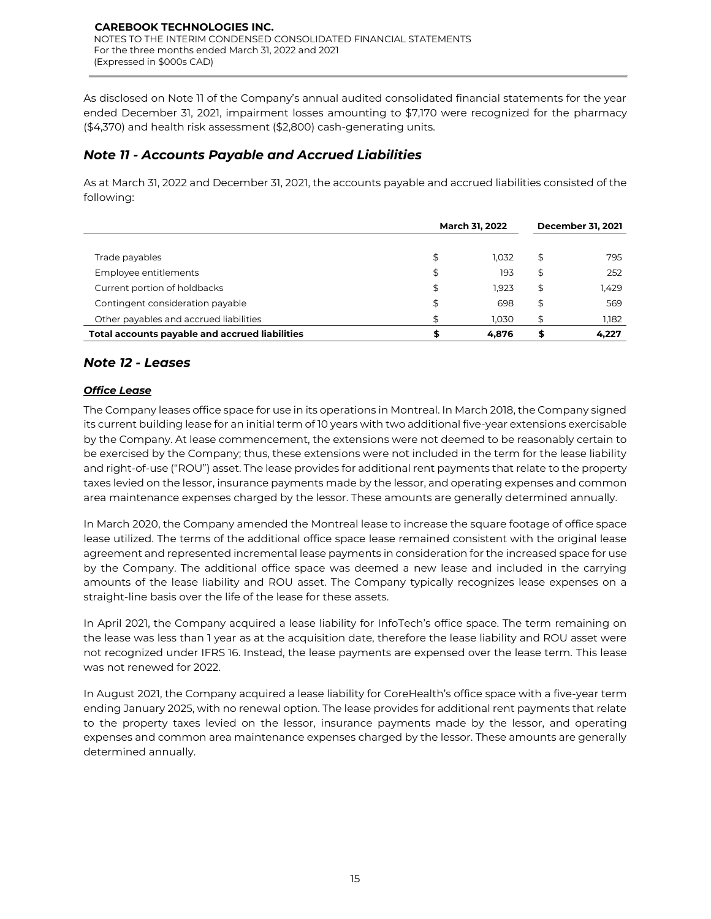As disclosed on Note 11 of the Company's annual audited consolidated financial statements for the year ended December 31, 2021, impairment losses amounting to $7,170 were recognized for the pharmacy ($4,370) and health risk assessment ($2,800) cash-generating units.

## *Note 11 - Accounts Payable and Accrued Liabilities*

As at March 31, 2022 and December 31, 2021, the accounts payable and accrued liabilities consisted of the following:

| | March 31, 2022 | December 31, 2021 |
|---|---|---|
| Trade payables | $ 1,032 | $ 795 |
| Employee entitlements | $ 193 | $ 252 |
| Current portion of holdbacks | $ 1,923 | $ 1,429 |
| Contingent consideration payable | $ 698 | $ 569 |
| Other payables and accrued liabilities | $ 1,030 | $ 1,182 |
| **Total accounts payable and accrued liabilities** | **$ 4,876** | **$ 4,227** |

## *Note 12 - Leases*

### ***Office Lease***

The Company leases office space for use in its operations in Montreal. In March 2018, the Company signed its current building lease for an initial term of 10 years with two additional five-year extensions exercisable by the Company. At lease commencement, the extensions were not deemed to be reasonably certain to be exercised by the Company; thus, these extensions were not included in the term for the lease liability and right-of-use ("ROU") asset. The lease provides for additional rent payments that relate to the property taxes levied on the lessor, insurance payments made by the lessor, and operating expenses and common area maintenance expenses charged by the lessor. These amounts are generally determined annually.

In March 2020, the Company amended the Montreal lease to increase the square footage of office space lease utilized. The terms of the additional office space lease remained consistent with the original lease agreement and represented incremental lease payments in consideration for the increased space for use by the Company. The additional office space was deemed a new lease and included in the carrying amounts of the lease liability and ROU asset. The Company typically recognizes lease expenses on a straight-line basis over the life of the lease for these assets.

In April 2021, the Company acquired a lease liability for InfoTech's office space. The term remaining on the lease was less than 1 year as at the acquisition date, therefore the lease liability and ROU asset were not recognized under IFRS 16. Instead, the lease payments are expensed over the lease term. This lease was not renewed for 2022.

In August 2021, the Company acquired a lease liability for CoreHealth's office space with a five-year term ending January 2025, with no renewal option. The lease provides for additional rent payments that relate to the property taxes levied on the lessor, insurance payments made by the lessor, and operating expenses and common area maintenance expenses charged by the lessor. These amounts are generally determined annually.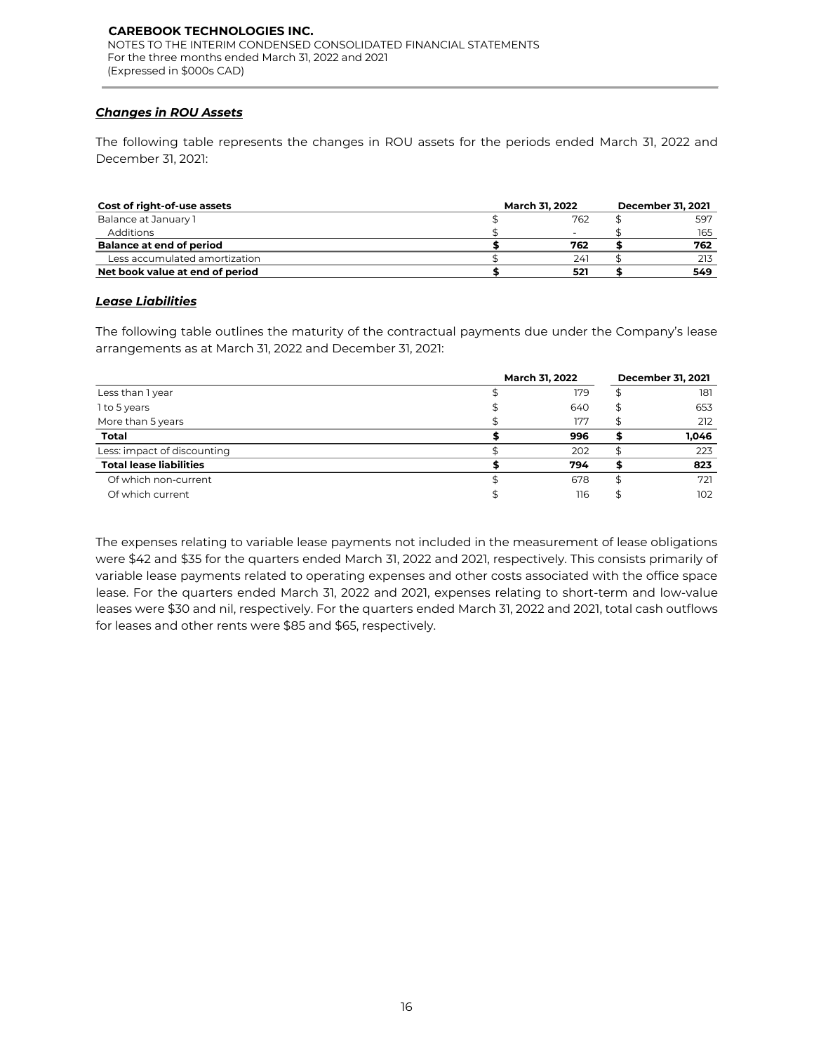***Changes in ROU Assets***

The following table represents the changes in ROU assets for the periods ended March 31, 2022 and December 31, 2021:

| **Cost of right-of-use assets** | **March 31, 2022** | **December 31, 2021** |
|---|---|---|
| Balance at January 1 | $ 762 | $ 597 |
| Additions | $ - | $ 165 |
| **Balance at end of period** | **$ 762** | **$ 762** |
| Less accumulated amortization | $ 241 | $ 213 |
| **Net book value at end of period** | **$ 521** | **$ 549** |

***Lease Liabilities***

The following table outlines the maturity of the contractual payments due under the Company's lease arrangements as at March 31, 2022 and December 31, 2021:

| | **March 31, 2022** | **December 31, 2021** |
|---|---|---|
| Less than 1 year | $ 179 | $ 181 |
| 1 to 5 years | $ 640 | $ 653 |
| More than 5 years | $ 177 | $ 212 |
| **Total** | **$ 996** | **$ 1,046** |
| Less: impact of discounting | $ 202 | $ 223 |
| **Total lease liabilities** | **$ 794** | **$ 823** |
| Of which non-current | $ 678 | $ 721 |
| Of which current | $ 116 | $ 102 |

The expenses relating to variable lease payments not included in the measurement of lease obligations were $42 and $35 for the quarters ended March 31, 2022 and 2021, respectively. This consists primarily of variable lease payments related to operating expenses and other costs associated with the office space lease. For the quarters ended March 31, 2022 and 2021, expenses relating to short-term and low-value leases were $30 and nil, respectively. For the quarters ended March 31, 2022 and 2021, total cash outflows for leases and other rents were $85 and $65, respectively.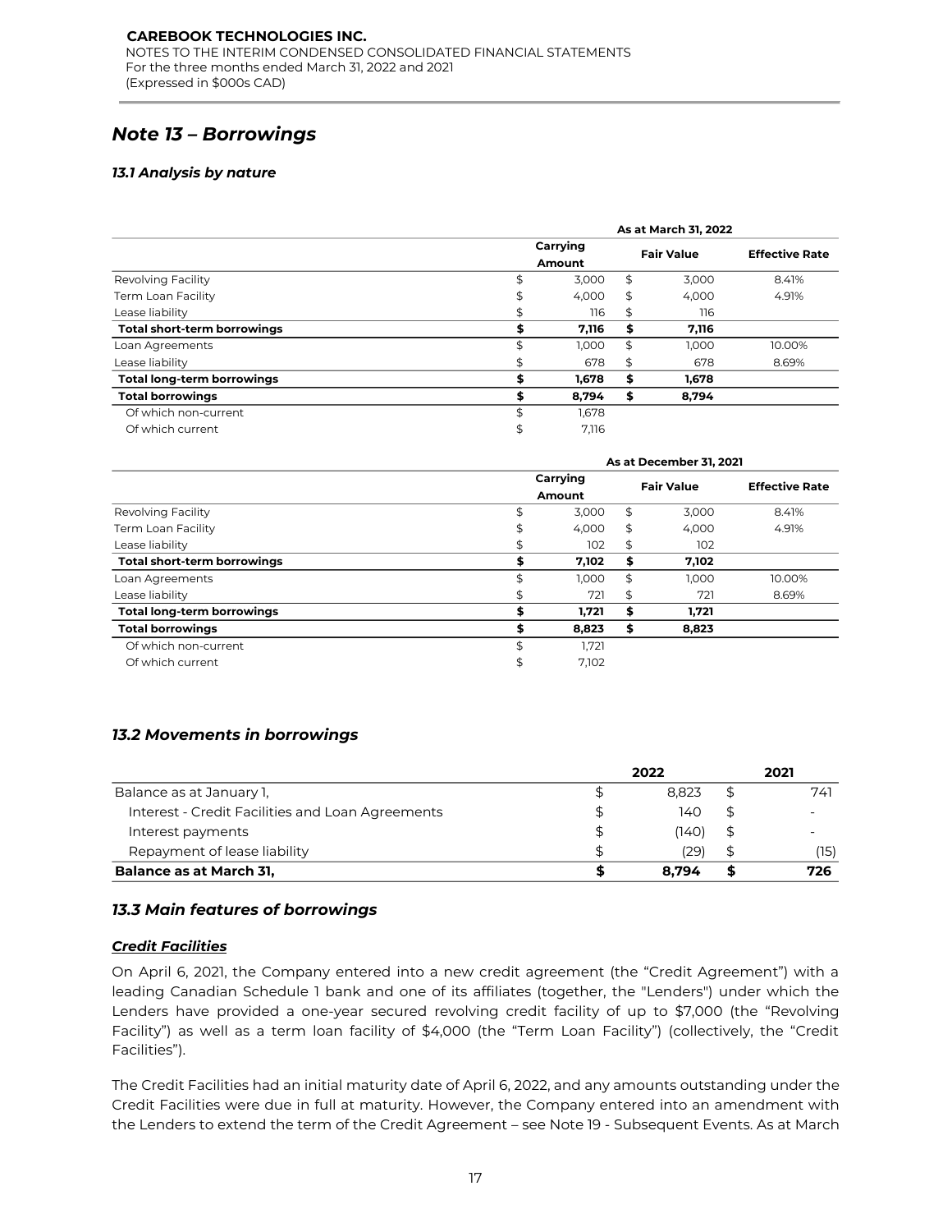## Note 13 – Borrowings

### 13.1 Analysis by nature

| | As at March 31, 2022 | | |
|---|---|---|---|
| | Carrying Amount | Fair Value | Effective Rate |
| Revolving Facility | $ 3,000 | $ 3,000 | 8.41% |
| Term Loan Facility | $ 4,000 | $ 4,000 | 4.91% |
| Lease liability | $ 116 | $ 116 | |
| **Total short-term borrowings** | **$ 7,116** | **$ 7,116** | |
| Loan Agreements | $ 1,000 | $ 1,000 | 10.00% |
| Lease liability | $ 678 | $ 678 | 8.69% |
| **Total long-term borrowings** | **$ 1,678** | **$ 1,678** | |
| **Total borrowings** | **$ 8,794** | **$ 8,794** | |
| Of which non-current | $ 1,678 | | |
| Of which current | $ 7,116 | | |

| | As at December 31, 2021 | | |
|---|---|---|---|
| | Carrying Amount | Fair Value | Effective Rate |
| Revolving Facility | $ 3,000 | $ 3,000 | 8.41% |
| Term Loan Facility | $ 4,000 | $ 4,000 | 4.91% |
| Lease liability | $ 102 | $ 102 | |
| **Total short-term borrowings** | **$ 7,102** | **$ 7,102** | |
| Loan Agreements | $ 1,000 | $ 1,000 | 10.00% |
| Lease liability | $ 721 | $ 721 | 8.69% |
| **Total long-term borrowings** | **$ 1,721** | **$ 1,721** | |
| **Total borrowings** | **$ 8,823** | **$ 8,823** | |
| Of which non-current | $ 1,721 | | |
| Of which current | $ 7,102 | | |

### 13.2 Movements in borrowings

| | 2022 | 2021 |
|---|---|---|
| Balance as at January 1, | $ 8,823 | $ 741 |
| Interest - Credit Facilities and Loan Agreements | $ 140 | $ - |
| Interest payments | $ (140) | $ - |
| Repayment of lease liability | $ (29) | $ (15) |
| **Balance as at March 31,** | **$ 8,794** | **$ 726** |

### 13.3 Main features of borrowings

***Credit Facilities***

On April 6, 2021, the Company entered into a new credit agreement (the "Credit Agreement") with a leading Canadian Schedule 1 bank and one of its affiliates (together, the "Lenders") under which the Lenders have provided a one-year secured revolving credit facility of up to $7,000 (the "Revolving Facility") as well as a term loan facility of $4,000 (the "Term Loan Facility") (collectively, the "Credit Facilities").

The Credit Facilities had an initial maturity date of April 6, 2022, and any amounts outstanding under the Credit Facilities were due in full at maturity. However, the Company entered into an amendment with the Lenders to extend the term of the Credit Agreement – see Note 19 - Subsequent Events. As at March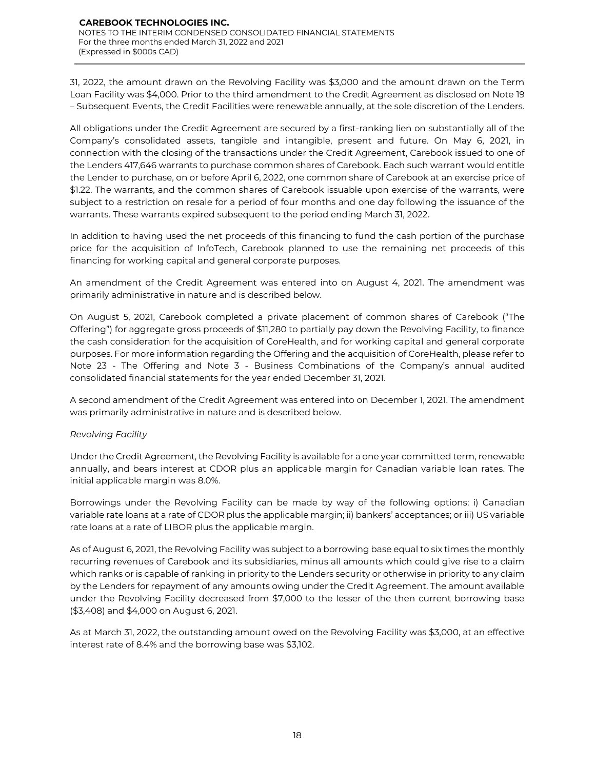31, 2022, the amount drawn on the Revolving Facility was $3,000 and the amount drawn on the Term Loan Facility was $4,000. Prior to the third amendment to the Credit Agreement as disclosed on Note 19 – Subsequent Events, the Credit Facilities were renewable annually, at the sole discretion of the Lenders.

All obligations under the Credit Agreement are secured by a first-ranking lien on substantially all of the Company's consolidated assets, tangible and intangible, present and future. On May 6, 2021, in connection with the closing of the transactions under the Credit Agreement, Carebook issued to one of the Lenders 417,646 warrants to purchase common shares of Carebook. Each such warrant would entitle the Lender to purchase, on or before April 6, 2022, one common share of Carebook at an exercise price of $1.22. The warrants, and the common shares of Carebook issuable upon exercise of the warrants, were subject to a restriction on resale for a period of four months and one day following the issuance of the warrants. These warrants expired subsequent to the period ending March 31, 2022.

In addition to having used the net proceeds of this financing to fund the cash portion of the purchase price for the acquisition of InfoTech, Carebook planned to use the remaining net proceeds of this financing for working capital and general corporate purposes.

An amendment of the Credit Agreement was entered into on August 4, 2021. The amendment was primarily administrative in nature and is described below.

On August 5, 2021, Carebook completed a private placement of common shares of Carebook ("The Offering") for aggregate gross proceeds of $11,280 to partially pay down the Revolving Facility, to finance the cash consideration for the acquisition of CoreHealth, and for working capital and general corporate purposes. For more information regarding the Offering and the acquisition of CoreHealth, please refer to Note 23 - The Offering and Note 3 - Business Combinations of the Company's annual audited consolidated financial statements for the year ended December 31, 2021.

A second amendment of the Credit Agreement was entered into on December 1, 2021. The amendment was primarily administrative in nature and is described below.

*Revolving Facility*

Under the Credit Agreement, the Revolving Facility is available for a one year committed term, renewable annually, and bears interest at CDOR plus an applicable margin for Canadian variable loan rates. The initial applicable margin was 8.0%.

Borrowings under the Revolving Facility can be made by way of the following options: i) Canadian variable rate loans at a rate of CDOR plus the applicable margin; ii) bankers' acceptances; or iii) US variable rate loans at a rate of LIBOR plus the applicable margin.

As of August 6, 2021, the Revolving Facility was subject to a borrowing base equal to six times the monthly recurring revenues of Carebook and its subsidiaries, minus all amounts which could give rise to a claim which ranks or is capable of ranking in priority to the Lenders security or otherwise in priority to any claim by the Lenders for repayment of any amounts owing under the Credit Agreement. The amount available under the Revolving Facility decreased from $7,000 to the lesser of the then current borrowing base ($3,408) and $4,000 on August 6, 2021.

As at March 31, 2022, the outstanding amount owed on the Revolving Facility was $3,000, at an effective interest rate of 8.4% and the borrowing base was $3,102.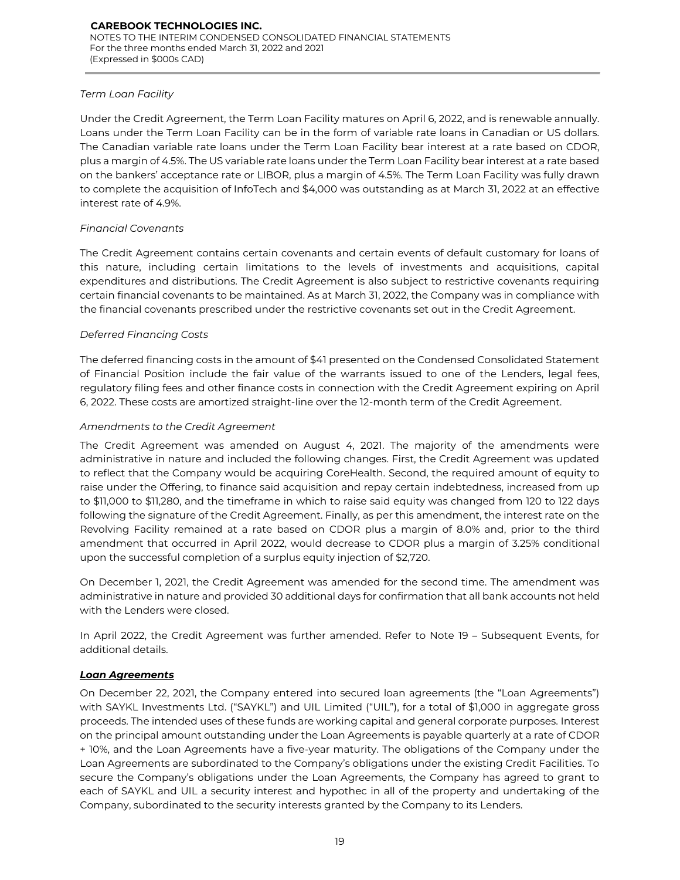*Term Loan Facility*

Under the Credit Agreement, the Term Loan Facility matures on April 6, 2022, and is renewable annually. Loans under the Term Loan Facility can be in the form of variable rate loans in Canadian or US dollars. The Canadian variable rate loans under the Term Loan Facility bear interest at a rate based on CDOR, plus a margin of 4.5%. The US variable rate loans under the Term Loan Facility bear interest at a rate based on the bankers' acceptance rate or LIBOR, plus a margin of 4.5%. The Term Loan Facility was fully drawn to complete the acquisition of InfoTech and $4,000 was outstanding as at March 31, 2022 at an effective interest rate of 4.9%.

*Financial Covenants*

The Credit Agreement contains certain covenants and certain events of default customary for loans of this nature, including certain limitations to the levels of investments and acquisitions, capital expenditures and distributions. The Credit Agreement is also subject to restrictive covenants requiring certain financial covenants to be maintained. As at March 31, 2022, the Company was in compliance with the financial covenants prescribed under the restrictive covenants set out in the Credit Agreement.

*Deferred Financing Costs*

The deferred financing costs in the amount of $41 presented on the Condensed Consolidated Statement of Financial Position include the fair value of the warrants issued to one of the Lenders, legal fees, regulatory filing fees and other finance costs in connection with the Credit Agreement expiring on April 6, 2022. These costs are amortized straight-line over the 12-month term of the Credit Agreement.

*Amendments to the Credit Agreement*

The Credit Agreement was amended on August 4, 2021. The majority of the amendments were administrative in nature and included the following changes. First, the Credit Agreement was updated to reflect that the Company would be acquiring CoreHealth. Second, the required amount of equity to raise under the Offering, to finance said acquisition and repay certain indebtedness, increased from up to $11,000 to $11,280, and the timeframe in which to raise said equity was changed from 120 to 122 days following the signature of the Credit Agreement. Finally, as per this amendment, the interest rate on the Revolving Facility remained at a rate based on CDOR plus a margin of 8.0% and, prior to the third amendment that occurred in April 2022, would decrease to CDOR plus a margin of 3.25% conditional upon the successful completion of a surplus equity injection of $2,720.

On December 1, 2021, the Credit Agreement was amended for the second time. The amendment was administrative in nature and provided 30 additional days for confirmation that all bank accounts not held with the Lenders were closed.

In April 2022, the Credit Agreement was further amended. Refer to Note 19 – Subsequent Events, for additional details.

***Loan Agreements***

On December 22, 2021, the Company entered into secured loan agreements (the "Loan Agreements") with SAYKL Investments Ltd. ("SAYKL") and UIL Limited ("UIL"), for a total of $1,000 in aggregate gross proceeds. The intended uses of these funds are working capital and general corporate purposes. Interest on the principal amount outstanding under the Loan Agreements is payable quarterly at a rate of CDOR + 10%, and the Loan Agreements have a five-year maturity. The obligations of the Company under the Loan Agreements are subordinated to the Company's obligations under the existing Credit Facilities. To secure the Company's obligations under the Loan Agreements, the Company has agreed to grant to each of SAYKL and UIL a security interest and hypothec in all of the property and undertaking of the Company, subordinated to the security interests granted by the Company to its Lenders.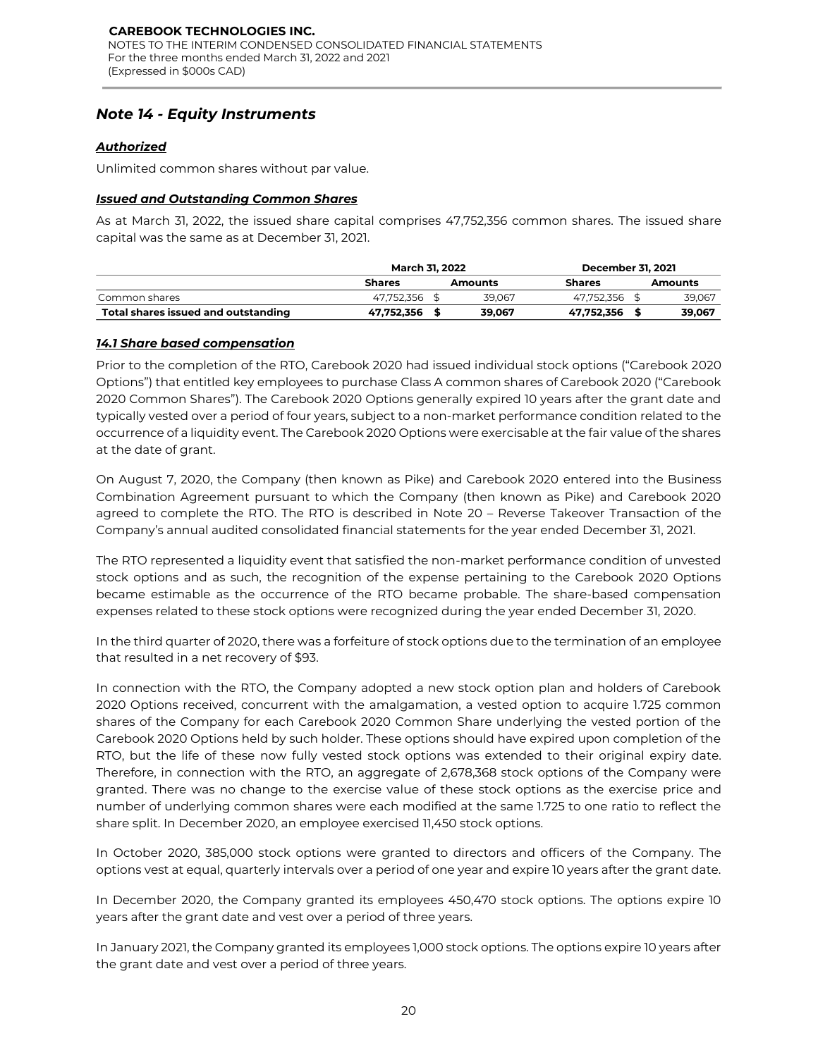## Note 14 - Equity Instruments

### ***Authorized***

Unlimited common shares without par value.

### ***Issued and Outstanding Common Shares***

As at March 31, 2022, the issued share capital comprises 47,752,356 common shares. The issued share capital was the same as at December 31, 2021.

| | March 31, 2022 | | December 31, 2021 | |
|---|---|---|---|---|
| | **Shares** | **Amounts** | **Shares** | **Amounts** |
| Common shares | 47,752,356 | $ 39,067 | 47,752,356 | $ 39,067 |
| **Total shares issued and outstanding** | **47,752,356** | **$ 39,067** | **47,752,356** | **$ 39,067** |

### ***14.1 Share based compensation***

Prior to the completion of the RTO, Carebook 2020 had issued individual stock options ("Carebook 2020 Options") that entitled key employees to purchase Class A common shares of Carebook 2020 ("Carebook 2020 Common Shares"). The Carebook 2020 Options generally expired 10 years after the grant date and typically vested over a period of four years, subject to a non-market performance condition related to the occurrence of a liquidity event. The Carebook 2020 Options were exercisable at the fair value of the shares at the date of grant.

On August 7, 2020, the Company (then known as Pike) and Carebook 2020 entered into the Business Combination Agreement pursuant to which the Company (then known as Pike) and Carebook 2020 agreed to complete the RTO. The RTO is described in Note 20 – Reverse Takeover Transaction of the Company's annual audited consolidated financial statements for the year ended December 31, 2021.

The RTO represented a liquidity event that satisfied the non-market performance condition of unvested stock options and as such, the recognition of the expense pertaining to the Carebook 2020 Options became estimable as the occurrence of the RTO became probable. The share-based compensation expenses related to these stock options were recognized during the year ended December 31, 2020.

In the third quarter of 2020, there was a forfeiture of stock options due to the termination of an employee that resulted in a net recovery of $93.

In connection with the RTO, the Company adopted a new stock option plan and holders of Carebook 2020 Options received, concurrent with the amalgamation, a vested option to acquire 1.725 common shares of the Company for each Carebook 2020 Common Share underlying the vested portion of the Carebook 2020 Options held by such holder. These options should have expired upon completion of the RTO, but the life of these now fully vested stock options was extended to their original expiry date. Therefore, in connection with the RTO, an aggregate of 2,678,368 stock options of the Company were granted. There was no change to the exercise value of these stock options as the exercise price and number of underlying common shares were each modified at the same 1.725 to one ratio to reflect the share split. In December 2020, an employee exercised 11,450 stock options.

In October 2020, 385,000 stock options were granted to directors and officers of the Company. The options vest at equal, quarterly intervals over a period of one year and expire 10 years after the grant date.

In December 2020, the Company granted its employees 450,470 stock options. The options expire 10 years after the grant date and vest over a period of three years.

In January 2021, the Company granted its employees 1,000 stock options. The options expire 10 years after the grant date and vest over a period of three years.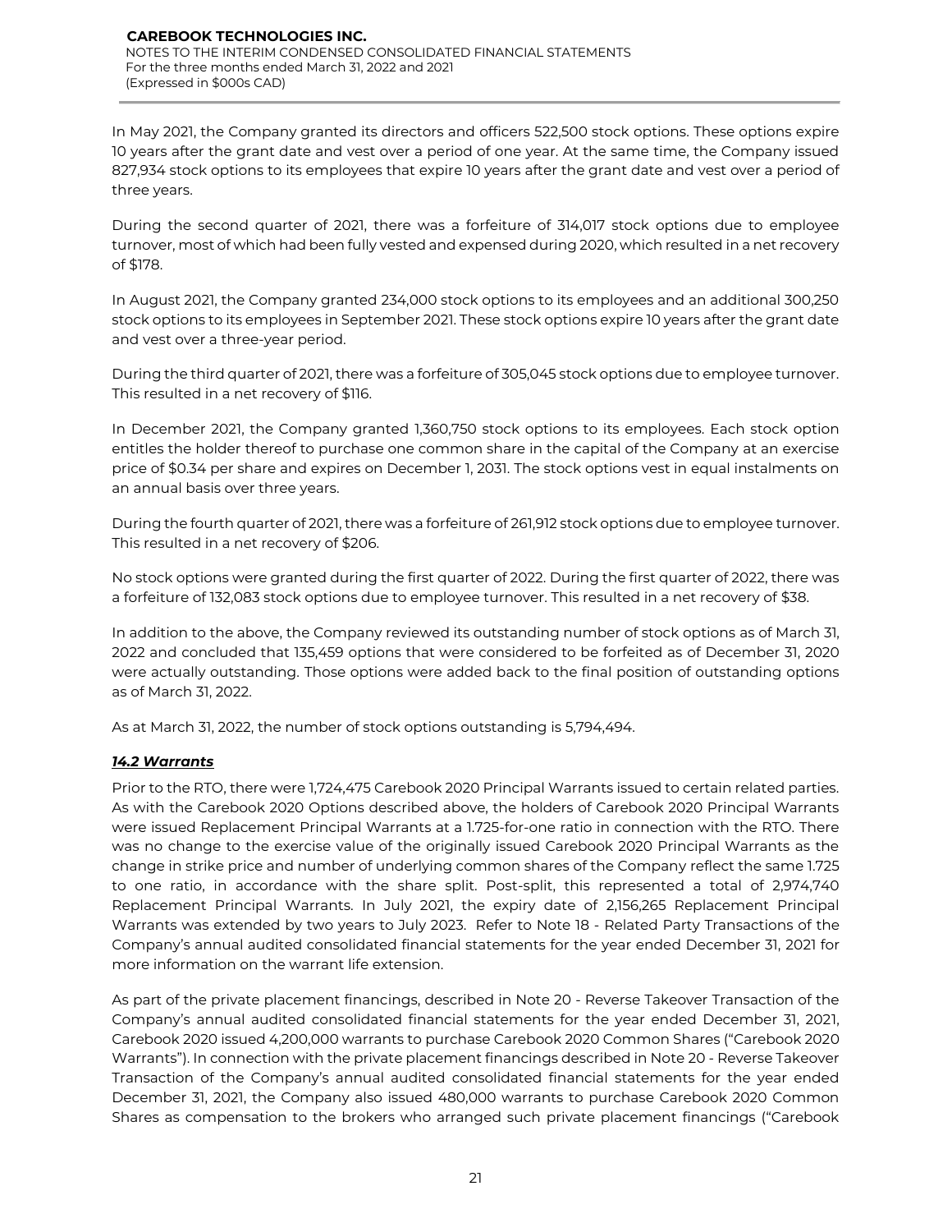In May 2021, the Company granted its directors and officers 522,500 stock options. These options expire 10 years after the grant date and vest over a period of one year. At the same time, the Company issued 827,934 stock options to its employees that expire 10 years after the grant date and vest over a period of three years.

During the second quarter of 2021, there was a forfeiture of 314,017 stock options due to employee turnover, most of which had been fully vested and expensed during 2020, which resulted in a net recovery of $178.

In August 2021, the Company granted 234,000 stock options to its employees and an additional 300,250 stock options to its employees in September 2021. These stock options expire 10 years after the grant date and vest over a three-year period.

During the third quarter of 2021, there was a forfeiture of 305,045 stock options due to employee turnover. This resulted in a net recovery of $116.

In December 2021, the Company granted 1,360,750 stock options to its employees. Each stock option entitles the holder thereof to purchase one common share in the capital of the Company at an exercise price of $0.34 per share and expires on December 1, 2031. The stock options vest in equal instalments on an annual basis over three years.

During the fourth quarter of 2021, there was a forfeiture of 261,912 stock options due to employee turnover. This resulted in a net recovery of $206.

No stock options were granted during the first quarter of 2022. During the first quarter of 2022, there was a forfeiture of 132,083 stock options due to employee turnover. This resulted in a net recovery of $38.

In addition to the above, the Company reviewed its outstanding number of stock options as of March 31, 2022 and concluded that 135,459 options that were considered to be forfeited as of December 31, 2020 were actually outstanding. Those options were added back to the final position of outstanding options as of March 31, 2022.

As at March 31, 2022, the number of stock options outstanding is 5,794,494.

### *14.2 Warrants*

Prior to the RTO, there were 1,724,475 Carebook 2020 Principal Warrants issued to certain related parties. As with the Carebook 2020 Options described above, the holders of Carebook 2020 Principal Warrants were issued Replacement Principal Warrants at a 1.725-for-one ratio in connection with the RTO. There was no change to the exercise value of the originally issued Carebook 2020 Principal Warrants as the change in strike price and number of underlying common shares of the Company reflect the same 1.725 to one ratio, in accordance with the share split. Post-split, this represented a total of 2,974,740 Replacement Principal Warrants. In July 2021, the expiry date of 2,156,265 Replacement Principal Warrants was extended by two years to July 2023. Refer to Note 18 - Related Party Transactions of the Company's annual audited consolidated financial statements for the year ended December 31, 2021 for more information on the warrant life extension.

As part of the private placement financings, described in Note 20 - Reverse Takeover Transaction of the Company's annual audited consolidated financial statements for the year ended December 31, 2021, Carebook 2020 issued 4,200,000 warrants to purchase Carebook 2020 Common Shares ("Carebook 2020 Warrants"). In connection with the private placement financings described in Note 20 - Reverse Takeover Transaction of the Company's annual audited consolidated financial statements for the year ended December 31, 2021, the Company also issued 480,000 warrants to purchase Carebook 2020 Common Shares as compensation to the brokers who arranged such private placement financings ("Carebook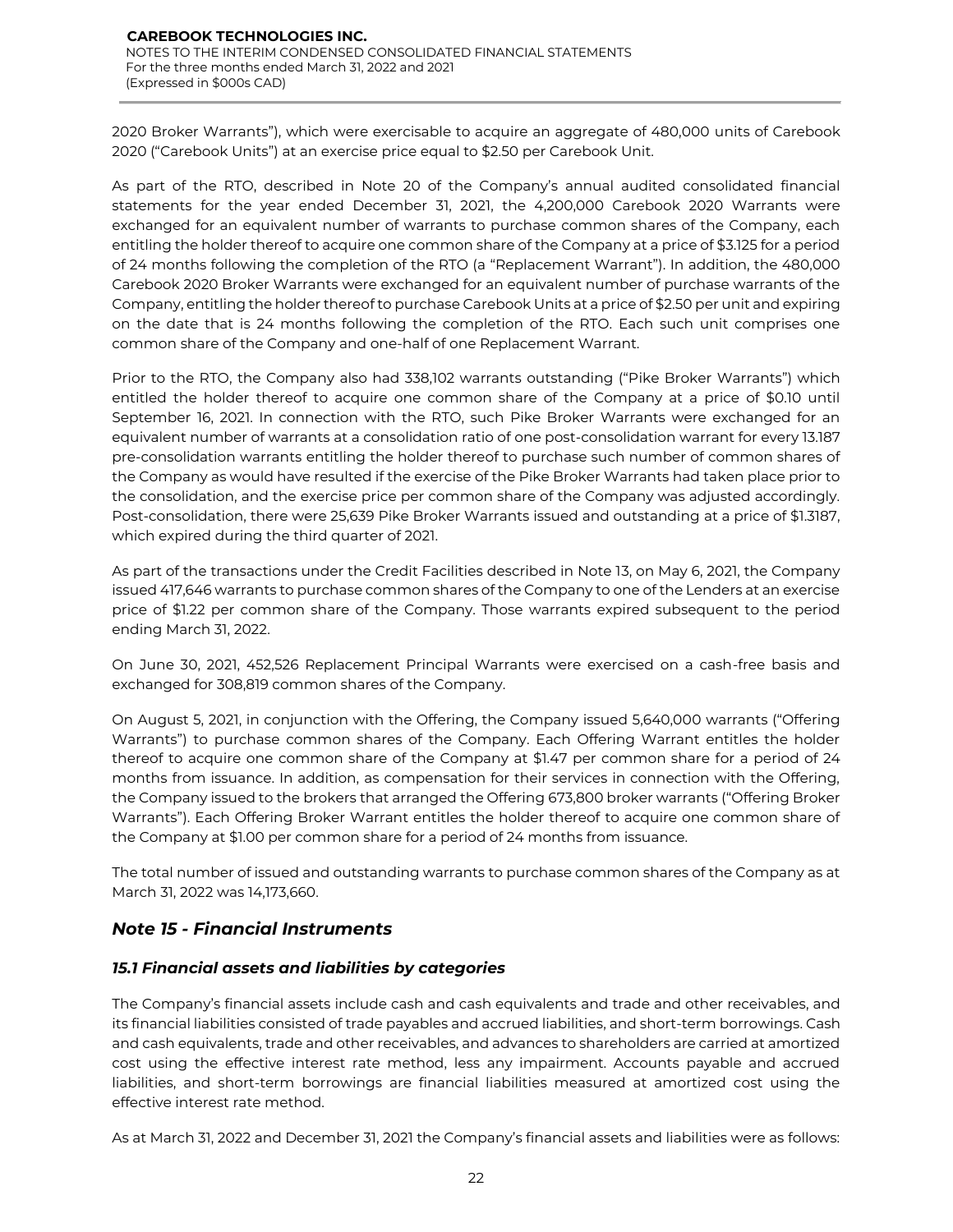2020 Broker Warrants"), which were exercisable to acquire an aggregate of 480,000 units of Carebook 2020 ("Carebook Units") at an exercise price equal to $2.50 per Carebook Unit.

As part of the RTO, described in Note 20 of the Company's annual audited consolidated financial statements for the year ended December 31, 2021, the 4,200,000 Carebook 2020 Warrants were exchanged for an equivalent number of warrants to purchase common shares of the Company, each entitling the holder thereof to acquire one common share of the Company at a price of $3.125 for a period of 24 months following the completion of the RTO (a "Replacement Warrant"). In addition, the 480,000 Carebook 2020 Broker Warrants were exchanged for an equivalent number of purchase warrants of the Company, entitling the holder thereof to purchase Carebook Units at a price of $2.50 per unit and expiring on the date that is 24 months following the completion of the RTO. Each such unit comprises one common share of the Company and one-half of one Replacement Warrant.

Prior to the RTO, the Company also had 338,102 warrants outstanding ("Pike Broker Warrants") which entitled the holder thereof to acquire one common share of the Company at a price of $0.10 until September 16, 2021. In connection with the RTO, such Pike Broker Warrants were exchanged for an equivalent number of warrants at a consolidation ratio of one post-consolidation warrant for every 13.187 pre-consolidation warrants entitling the holder thereof to purchase such number of common shares of the Company as would have resulted if the exercise of the Pike Broker Warrants had taken place prior to the consolidation, and the exercise price per common share of the Company was adjusted accordingly. Post-consolidation, there were 25,639 Pike Broker Warrants issued and outstanding at a price of $1.3187, which expired during the third quarter of 2021.

As part of the transactions under the Credit Facilities described in Note 13, on May 6, 2021, the Company issued 417,646 warrants to purchase common shares of the Company to one of the Lenders at an exercise price of $1.22 per common share of the Company. Those warrants expired subsequent to the period ending March 31, 2022.

On June 30, 2021, 452,526 Replacement Principal Warrants were exercised on a cash-free basis and exchanged for 308,819 common shares of the Company.

On August 5, 2021, in conjunction with the Offering, the Company issued 5,640,000 warrants ("Offering Warrants") to purchase common shares of the Company. Each Offering Warrant entitles the holder thereof to acquire one common share of the Company at $1.47 per common share for a period of 24 months from issuance. In addition, as compensation for their services in connection with the Offering, the Company issued to the brokers that arranged the Offering 673,800 broker warrants ("Offering Broker Warrants"). Each Offering Broker Warrant entitles the holder thereof to acquire one common share of the Company at $1.00 per common share for a period of 24 months from issuance.

The total number of issued and outstanding warrants to purchase common shares of the Company as at March 31, 2022 was 14,173,660.

## *Note 15 - Financial Instruments*

### *15.1 Financial assets and liabilities by categories*

The Company's financial assets include cash and cash equivalents and trade and other receivables, and its financial liabilities consisted of trade payables and accrued liabilities, and short-term borrowings. Cash and cash equivalents, trade and other receivables, and advances to shareholders are carried at amortized cost using the effective interest rate method, less any impairment. Accounts payable and accrued liabilities, and short-term borrowings are financial liabilities measured at amortized cost using the effective interest rate method.

As at March 31, 2022 and December 31, 2021 the Company's financial assets and liabilities were as follows: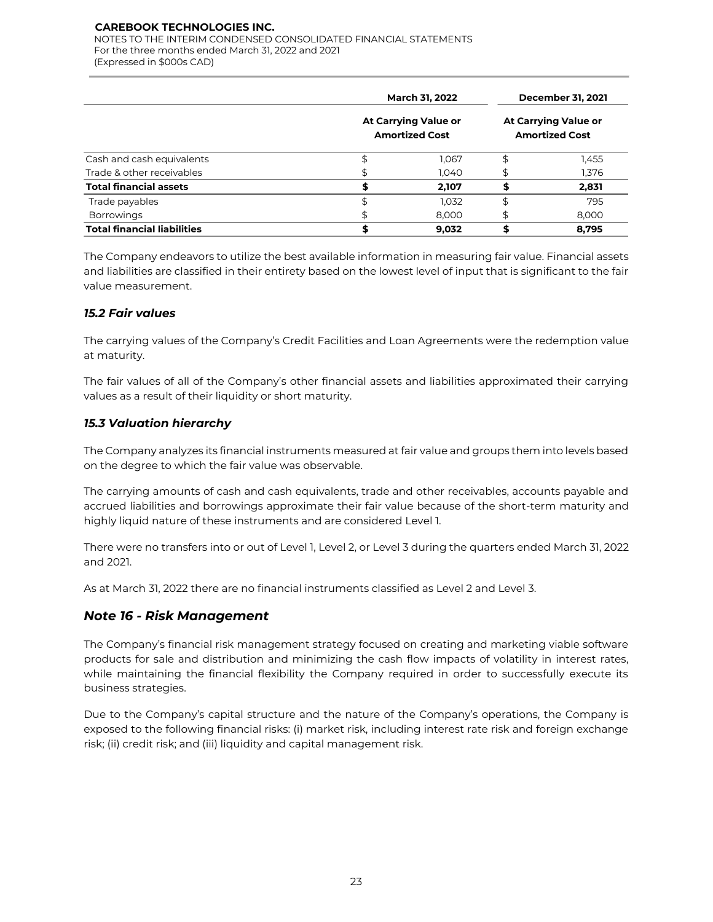|  | March 31, 2022 | December 31, 2021 |
| --- | --- | --- |
|  | At Carrying Value or Amortized Cost | At Carrying Value or Amortized Cost |
| Cash and cash equivalents | $ 1,067 | $ 1,455 |
| Trade & other receivables | $ 1,040 | $ 1,376 |
| **Total financial assets** | **$ 2,107** | **$ 2,831** |
| Trade payables | $ 1,032 | $ 795 |
| Borrowings | $ 8,000 | $ 8,000 |
| **Total financial liabilities** | **$ 9,032** | **$ 8,795** |

The Company endeavors to utilize the best available information in measuring fair value. Financial assets and liabilities are classified in their entirety based on the lowest level of input that is significant to the fair value measurement.

### *15.2 Fair values*

The carrying values of the Company's Credit Facilities and Loan Agreements were the redemption value at maturity.

The fair values of all of the Company's other financial assets and liabilities approximated their carrying values as a result of their liquidity or short maturity.

### *15.3 Valuation hierarchy*

The Company analyzes its financial instruments measured at fair value and groups them into levels based on the degree to which the fair value was observable.

The carrying amounts of cash and cash equivalents, trade and other receivables, accounts payable and accrued liabilities and borrowings approximate their fair value because of the short-term maturity and highly liquid nature of these instruments and are considered Level 1.

There were no transfers into or out of Level 1, Level 2, or Level 3 during the quarters ended March 31, 2022 and 2021.

As at March 31, 2022 there are no financial instruments classified as Level 2 and Level 3.

## *Note 16 - Risk Management*

The Company's financial risk management strategy focused on creating and marketing viable software products for sale and distribution and minimizing the cash flow impacts of volatility in interest rates, while maintaining the financial flexibility the Company required in order to successfully execute its business strategies.

Due to the Company's capital structure and the nature of the Company's operations, the Company is exposed to the following financial risks: (i) market risk, including interest rate risk and foreign exchange risk; (ii) credit risk; and (iii) liquidity and capital management risk.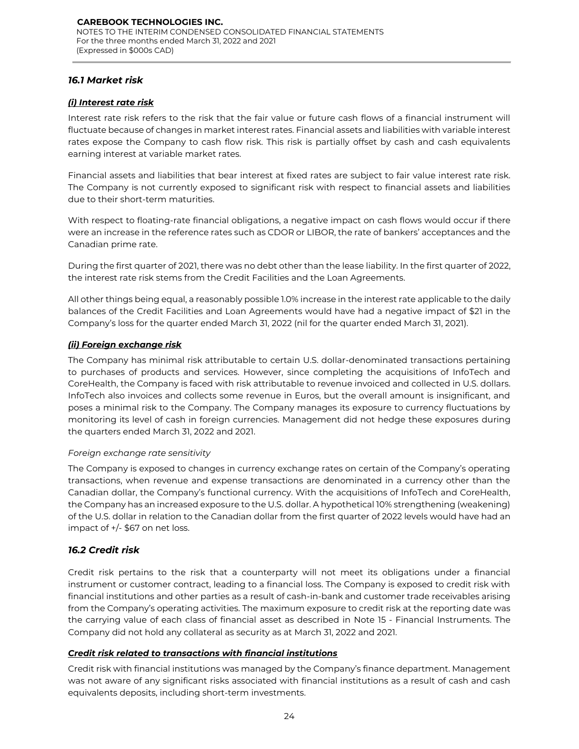## 16.1 Market risk

### *(i) Interest rate risk*

Interest rate risk refers to the risk that the fair value or future cash flows of a financial instrument will fluctuate because of changes in market interest rates. Financial assets and liabilities with variable interest rates expose the Company to cash flow risk. This risk is partially offset by cash and cash equivalents earning interest at variable market rates.

Financial assets and liabilities that bear interest at fixed rates are subject to fair value interest rate risk. The Company is not currently exposed to significant risk with respect to financial assets and liabilities due to their short-term maturities.

With respect to floating-rate financial obligations, a negative impact on cash flows would occur if there were an increase in the reference rates such as CDOR or LIBOR, the rate of bankers' acceptances and the Canadian prime rate.

During the first quarter of 2021, there was no debt other than the lease liability. In the first quarter of 2022, the interest rate risk stems from the Credit Facilities and the Loan Agreements.

All other things being equal, a reasonably possible 1.0% increase in the interest rate applicable to the daily balances of the Credit Facilities and Loan Agreements would have had a negative impact of $21 in the Company's loss for the quarter ended March 31, 2022 (nil for the quarter ended March 31, 2021).

### *(ii) Foreign exchange risk*

The Company has minimal risk attributable to certain U.S. dollar-denominated transactions pertaining to purchases of products and services. However, since completing the acquisitions of InfoTech and CoreHealth, the Company is faced with risk attributable to revenue invoiced and collected in U.S. dollars. InfoTech also invoices and collects some revenue in Euros, but the overall amount is insignificant, and poses a minimal risk to the Company. The Company manages its exposure to currency fluctuations by monitoring its level of cash in foreign currencies. Management did not hedge these exposures during the quarters ended March 31, 2022 and 2021.

*Foreign exchange rate sensitivity*

The Company is exposed to changes in currency exchange rates on certain of the Company's operating transactions, when revenue and expense transactions are denominated in a currency other than the Canadian dollar, the Company's functional currency. With the acquisitions of InfoTech and CoreHealth, the Company has an increased exposure to the U.S. dollar. A hypothetical 10% strengthening (weakening) of the U.S. dollar in relation to the Canadian dollar from the first quarter of 2022 levels would have had an impact of +/- $67 on net loss.

## 16.2 Credit risk

Credit risk pertains to the risk that a counterparty will not meet its obligations under a financial instrument or customer contract, leading to a financial loss. The Company is exposed to credit risk with financial institutions and other parties as a result of cash-in-bank and customer trade receivables arising from the Company's operating activities. The maximum exposure to credit risk at the reporting date was the carrying value of each class of financial asset as described in Note 15 - Financial Instruments. The Company did not hold any collateral as security as at March 31, 2022 and 2021.

### *Credit risk related to transactions with financial institutions*

Credit risk with financial institutions was managed by the Company's finance department. Management was not aware of any significant risks associated with financial institutions as a result of cash and cash equivalents deposits, including short-term investments.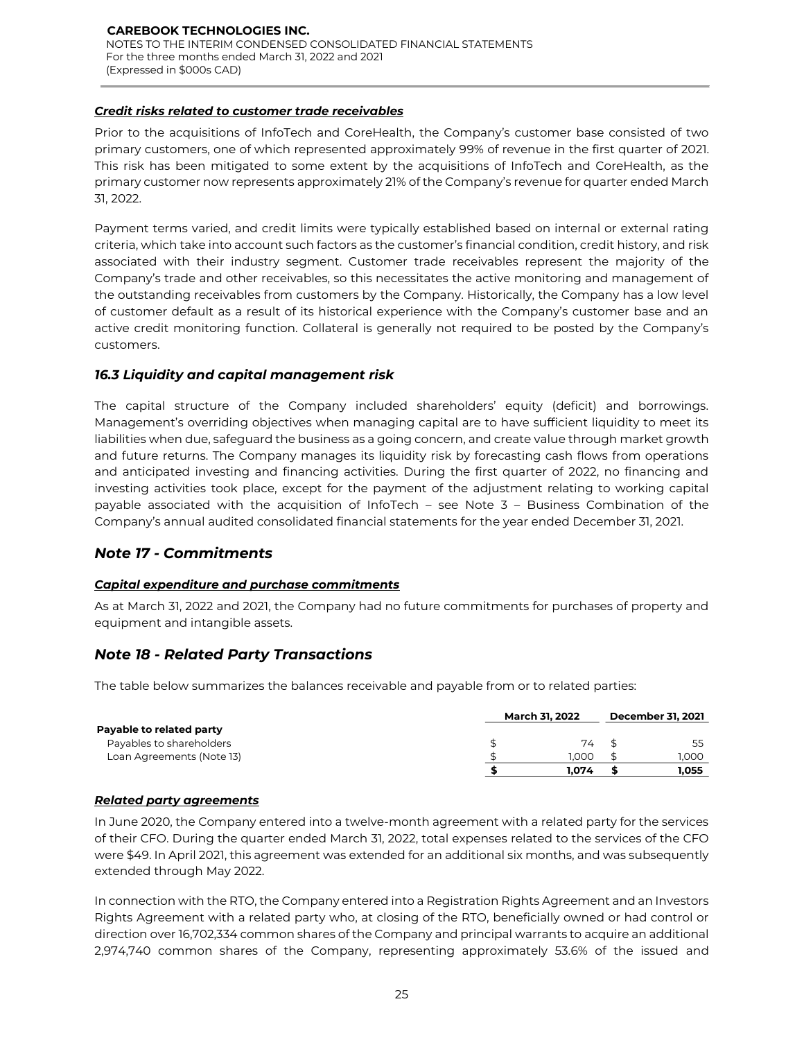### *Credit risks related to customer trade receivables*

Prior to the acquisitions of InfoTech and CoreHealth, the Company's customer base consisted of two primary customers, one of which represented approximately 99% of revenue in the first quarter of 2021. This risk has been mitigated to some extent by the acquisitions of InfoTech and CoreHealth, as the primary customer now represents approximately 21% of the Company's revenue for quarter ended March 31, 2022.

Payment terms varied, and credit limits were typically established based on internal or external rating criteria, which take into account such factors as the customer's financial condition, credit history, and risk associated with their industry segment. Customer trade receivables represent the majority of the Company's trade and other receivables, so this necessitates the active monitoring and management of the outstanding receivables from customers by the Company. Historically, the Company has a low level of customer default as a result of its historical experience with the Company's customer base and an active credit monitoring function. Collateral is generally not required to be posted by the Company's customers.

### *16.3 Liquidity and capital management risk*

The capital structure of the Company included shareholders' equity (deficit) and borrowings. Management's overriding objectives when managing capital are to have sufficient liquidity to meet its liabilities when due, safeguard the business as a going concern, and create value through market growth and future returns. The Company manages its liquidity risk by forecasting cash flows from operations and anticipated investing and financing activities. During the first quarter of 2022, no financing and investing activities took place, except for the payment of the adjustment relating to working capital payable associated with the acquisition of InfoTech – see Note 3 – Business Combination of the Company's annual audited consolidated financial statements for the year ended December 31, 2021.

## *Note 17 - Commitments*

### *Capital expenditure and purchase commitments*

As at March 31, 2022 and 2021, the Company had no future commitments for purchases of property and equipment and intangible assets.

## *Note 18 - Related Party Transactions*

The table below summarizes the balances receivable and payable from or to related parties:

| | March 31, 2022 | December 31, 2021 |
|---|---|---|
| **Payable to related party** | | |
| Payables to shareholders | $ 74 | $ 55 |
| Loan Agreements (Note 13) | $ 1,000 | $ 1,000 |
| | **$ 1,074** | **$ 1,055** |

### *Related party agreements*

In June 2020, the Company entered into a twelve-month agreement with a related party for the services of their CFO. During the quarter ended March 31, 2022, total expenses related to the services of the CFO were $49. In April 2021, this agreement was extended for an additional six months, and was subsequently extended through May 2022.

In connection with the RTO, the Company entered into a Registration Rights Agreement and an Investors Rights Agreement with a related party who, at closing of the RTO, beneficially owned or had control or direction over 16,702,334 common shares of the Company and principal warrants to acquire an additional 2,974,740 common shares of the Company, representing approximately 53.6% of the issued and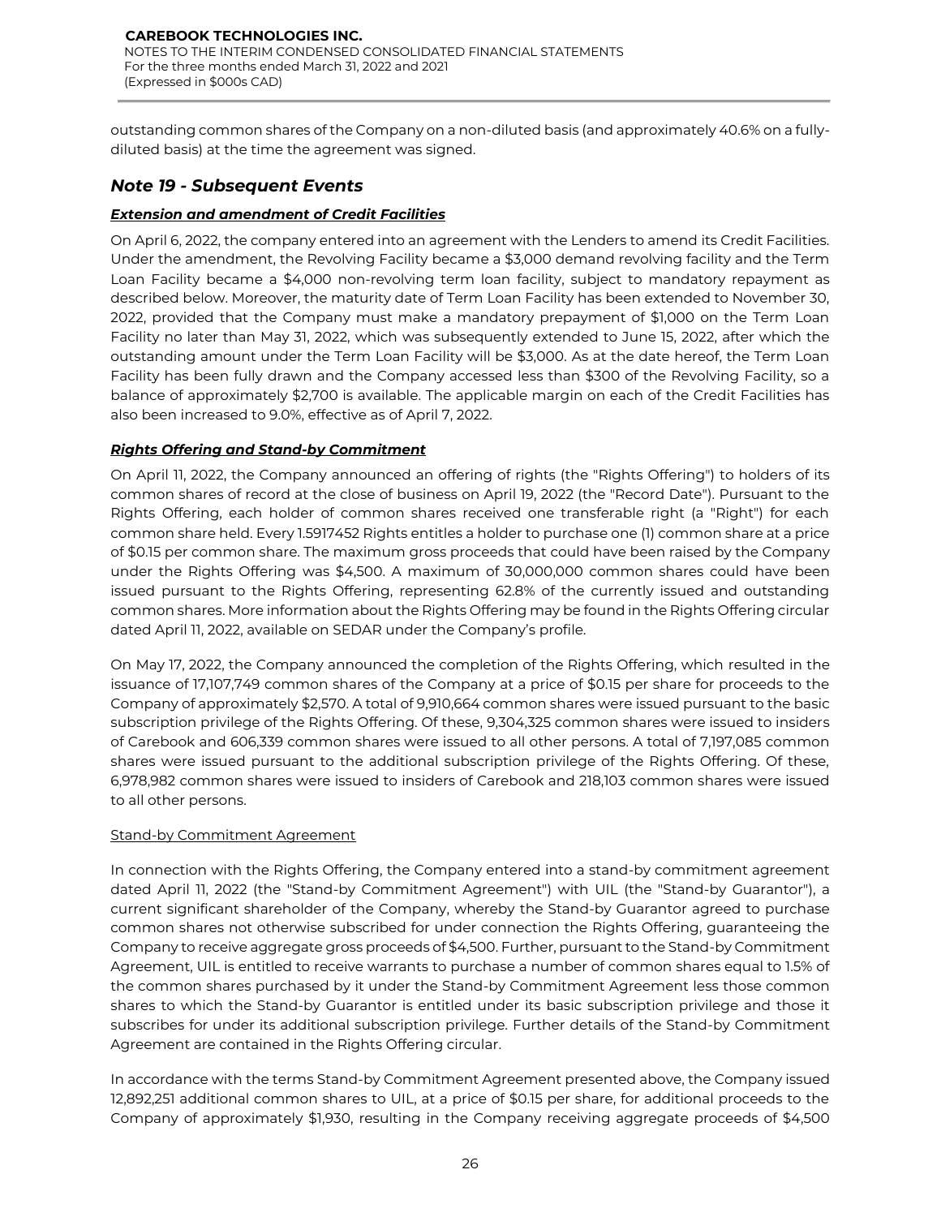outstanding common shares of the Company on a non-diluted basis (and approximately 40.6% on a fully-diluted basis) at the time the agreement was signed.

## *Note 19 - Subsequent Events*

### ***Extension and amendment of Credit Facilities***

On April 6, 2022, the company entered into an agreement with the Lenders to amend its Credit Facilities. Under the amendment, the Revolving Facility became a $3,000 demand revolving facility and the Term Loan Facility became a $4,000 non-revolving term loan facility, subject to mandatory repayment as described below. Moreover, the maturity date of Term Loan Facility has been extended to November 30, 2022, provided that the Company must make a mandatory prepayment of $1,000 on the Term Loan Facility no later than May 31, 2022, which was subsequently extended to June 15, 2022, after which the outstanding amount under the Term Loan Facility will be $3,000. As at the date hereof, the Term Loan Facility has been fully drawn and the Company accessed less than $300 of the Revolving Facility, so a balance of approximately $2,700 is available. The applicable margin on each of the Credit Facilities has also been increased to 9.0%, effective as of April 7, 2022.

### ***Rights Offering and Stand-by Commitment***

On April 11, 2022, the Company announced an offering of rights (the "Rights Offering") to holders of its common shares of record at the close of business on April 19, 2022 (the "Record Date"). Pursuant to the Rights Offering, each holder of common shares received one transferable right (a "Right") for each common share held. Every 1.5917452 Rights entitles a holder to purchase one (1) common share at a price of $0.15 per common share. The maximum gross proceeds that could have been raised by the Company under the Rights Offering was $4,500. A maximum of 30,000,000 common shares could have been issued pursuant to the Rights Offering, representing 62.8% of the currently issued and outstanding common shares. More information about the Rights Offering may be found in the Rights Offering circular dated April 11, 2022, available on SEDAR under the Company's profile.

On May 17, 2022, the Company announced the completion of the Rights Offering, which resulted in the issuance of 17,107,749 common shares of the Company at a price of $0.15 per share for proceeds to the Company of approximately $2,570. A total of 9,910,664 common shares were issued pursuant to the basic subscription privilege of the Rights Offering. Of these, 9,304,325 common shares were issued to insiders of Carebook and 606,339 common shares were issued to all other persons. A total of 7,197,085 common shares were issued pursuant to the additional subscription privilege of the Rights Offering. Of these, 6,978,982 common shares were issued to insiders of Carebook and 218,103 common shares were issued to all other persons.

#### Stand-by Commitment Agreement

In connection with the Rights Offering, the Company entered into a stand-by commitment agreement dated April 11, 2022 (the "Stand-by Commitment Agreement") with UIL (the "Stand-by Guarantor"), a current significant shareholder of the Company, whereby the Stand-by Guarantor agreed to purchase common shares not otherwise subscribed for under connection the Rights Offering, guaranteeing the Company to receive aggregate gross proceeds of $4,500. Further, pursuant to the Stand-by Commitment Agreement, UIL is entitled to receive warrants to purchase a number of common shares equal to 1.5% of the common shares purchased by it under the Stand-by Commitment Agreement less those common shares to which the Stand-by Guarantor is entitled under its basic subscription privilege and those it subscribes for under its additional subscription privilege. Further details of the Stand-by Commitment Agreement are contained in the Rights Offering circular.

In accordance with the terms Stand-by Commitment Agreement presented above, the Company issued 12,892,251 additional common shares to UIL, at a price of $0.15 per share, for additional proceeds to the Company of approximately $1,930, resulting in the Company receiving aggregate proceeds of $4,500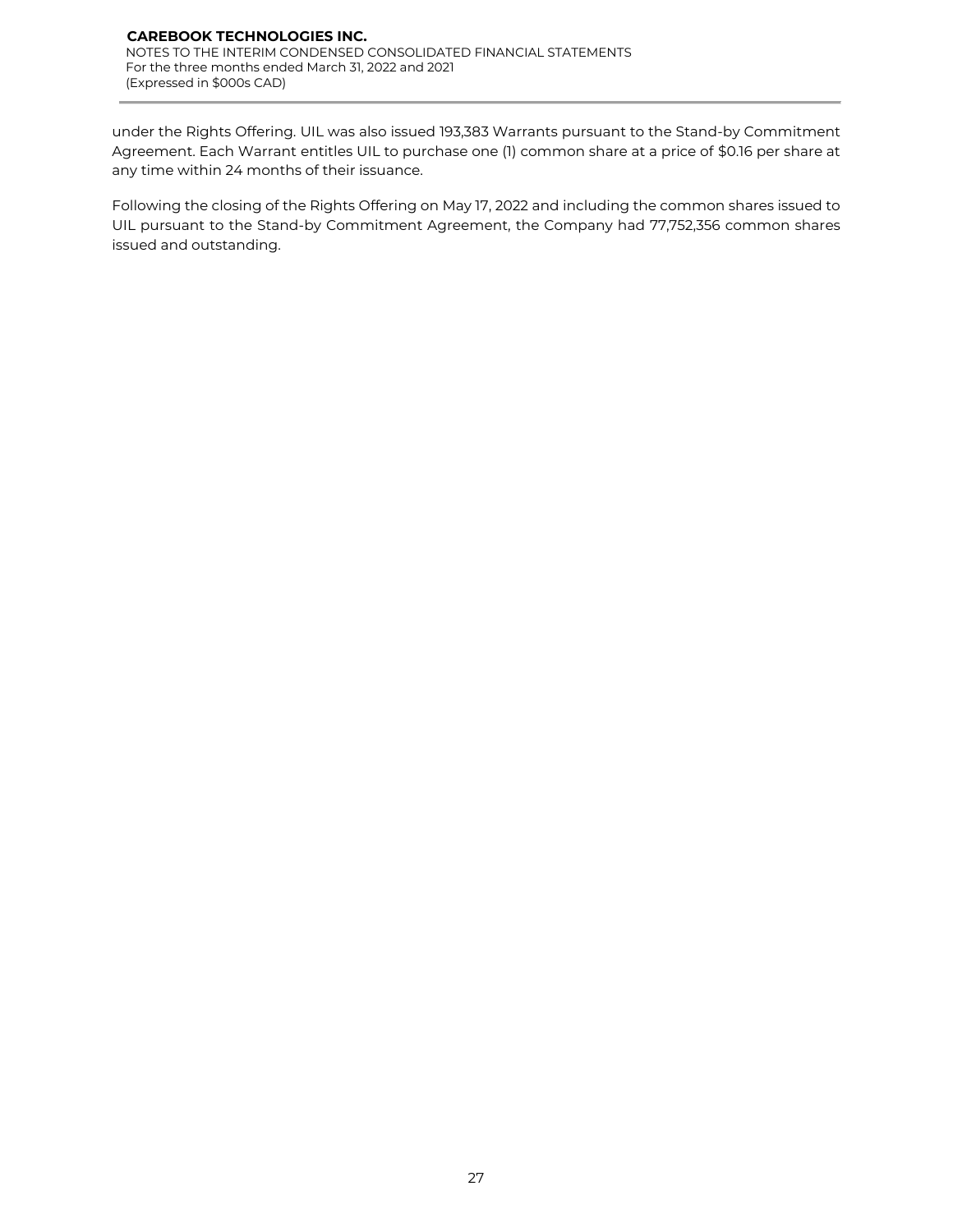under the Rights Offering. UIL was also issued 193,383 Warrants pursuant to the Stand-by Commitment Agreement. Each Warrant entitles UIL to purchase one (1) common share at a price of $0.16 per share at any time within 24 months of their issuance.

Following the closing of the Rights Offering on May 17, 2022 and including the common shares issued to UIL pursuant to the Stand-by Commitment Agreement, the Company had 77,752,356 common shares issued and outstanding.